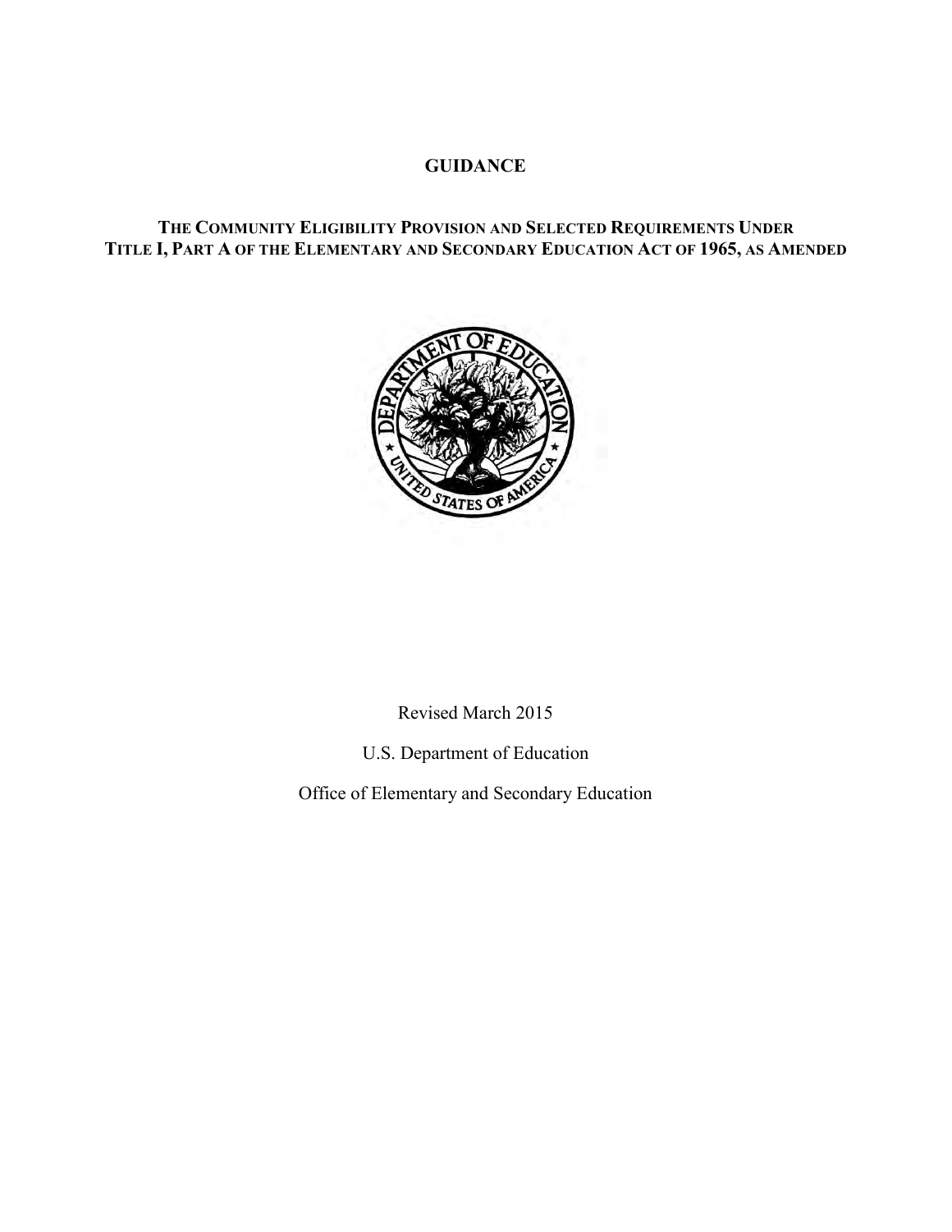# GUIDANCE

## THE COMMUNITY ELIGIBILITY PROVISION AND SELECTED REQUIREMENTS UNDER TITLE I, PART A OF THE ELEMENTARY AND SECONDARY EDUCATION ACT OF 1965, AS AMENDED

Revised March 2015

U.S. Department of Education

Office of Elementary and Secondary Education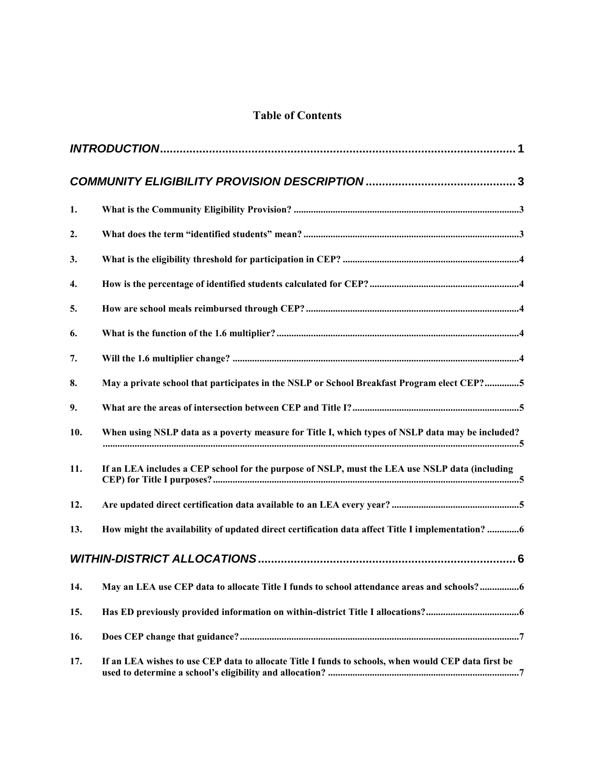# Table of Contents

***INTRODUCTION*** .......... 1

***COMMUNITY ELIGIBILITY PROVISION DESCRIPTION*** .......... 3

**1. What is the Community Eligibility Provision?** .......... 3

**2. What does the term "identified students" mean?** .......... 3

**3. What is the eligibility threshold for participation in CEP?** .......... 4

**4. How is the percentage of identified students calculated for CEP?** .......... 4

**5. How are school meals reimbursed through CEP?** .......... 4

**6. What is the function of the 1.6 multiplier?** .......... 4

**7. Will the 1.6 multiplier change?** .......... 4

**8. May a private school that participates in the NSLP or School Breakfast Program elect CEP?** .......... 5

**9. What are the areas of intersection between CEP and Title I?** .......... 5

**10. When using NSLP data as a poverty measure for Title I, which types of NSLP data may be included?** .......... 5

**11. If an LEA includes a CEP school for the purpose of NSLP, must the LEA use NSLP data (including CEP) for Title I purposes?** .......... 5

**12. Are updated direct certification data available to an LEA every year?** .......... 5

**13. How might the availability of updated direct certification data affect Title I implementation?** .......... 6

***WITHIN-DISTRICT ALLOCATIONS*** .......... 6

**14. May an LEA use CEP data to allocate Title I funds to school attendance areas and schools?** .......... 6

**15. Has ED previously provided information on within-district Title I allocations?** .......... 6

**16. Does CEP change that guidance?** .......... 7

**17. If an LEA wishes to use CEP data to allocate Title I funds to schools, when would CEP data first be used to determine a school's eligibility and allocation?** .......... 7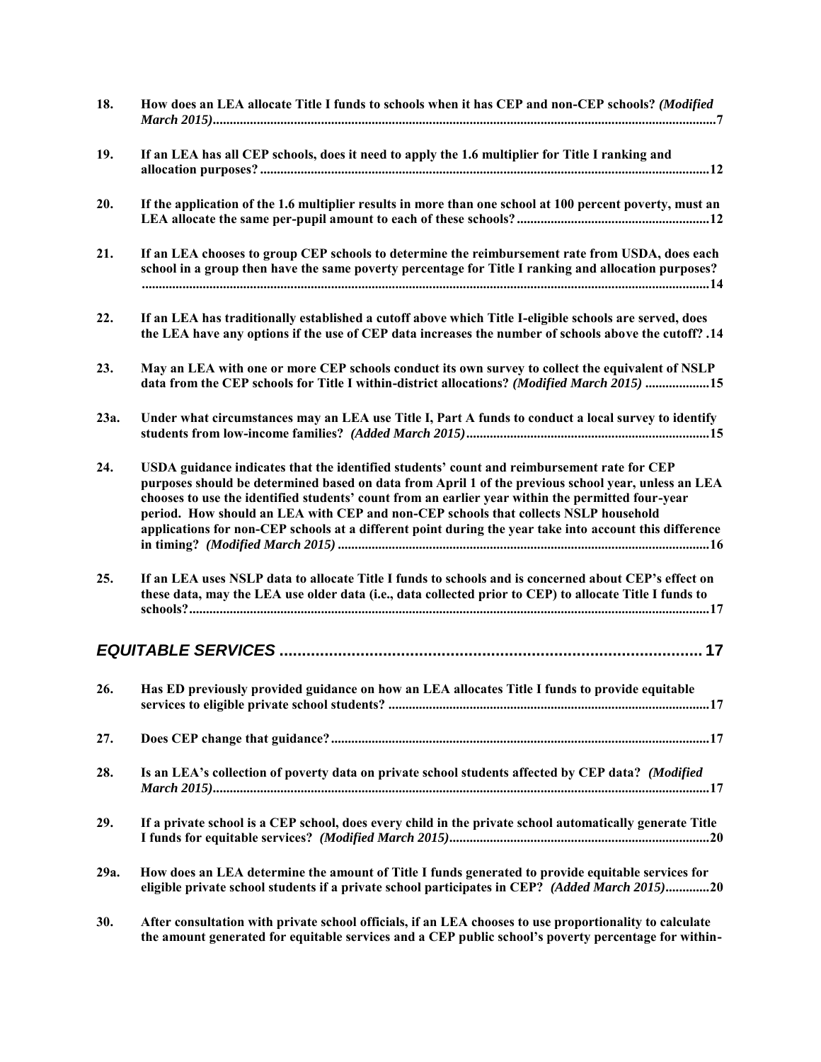**18. How does an LEA allocate Title I funds to schools when it has CEP and non-CEP schools?** ***(Modified March 2015)*** **....................................................................................................................................7**

**19. If an LEA has all CEP schools, does it need to apply the 1.6 multiplier for Title I ranking and allocation purposes? ...................................................................................................................12**

**20. If the application of the 1.6 multiplier results in more than one school at 100 percent poverty, must an LEA allocate the same per-pupil amount to each of these schools? ........................................................12**

**21. If an LEA chooses to group CEP schools to determine the reimbursement rate from USDA, does each school in a group then have the same poverty percentage for Title I ranking and allocation purposes? .......................................................................................................................................................14**

**22. If an LEA has traditionally established a cutoff above which Title I-eligible schools are served, does the LEA have any options if the use of CEP data increases the number of schools above the cutoff? .14**

**23. May an LEA with one or more CEP schools conduct its own survey to collect the equivalent of NSLP data from the CEP schools for Title I within-district allocations?** ***(Modified March 2015)*** **..................15**

**23a. Under what circumstances may an LEA use Title I, Part A funds to conduct a local survey to identify students from low-income families?** ***(Added March 2015)*** **.......................................................................15**

**24. USDA guidance indicates that the identified students' count and reimbursement rate for CEP purposes should be determined based on data from April 1 of the previous school year, unless an LEA chooses to use the identified students' count from an earlier year within the permitted four-year period. How should an LEA with CEP and non-CEP schools that collects NSLP household applications for non-CEP schools at a different point during the year take into account this difference in timing?** ***(Modified March 2015)*** **............................................................................................................16**

**25. If an LEA uses NSLP data to allocate Title I funds to schools and is concerned about CEP's effect on these data, may the LEA use older data (i.e., data collected prior to CEP) to allocate Title I funds to schools?........................................................................................................................................17**

## *EQUITABLE SERVICES* ................................................................................ 17

**26. Has ED previously provided guidance on how an LEA allocates Title I funds to provide equitable services to eligible private school students? ..............................................................................................17**

**27. Does CEP change that guidance?...............................................................................................................17**

**28. Is an LEA's collection of poverty data on private school students affected by CEP data?** ***(Modified March 2015)*** **.................................................................................................................................................17**

**29. If a private school is a CEP school, does every child in the private school automatically generate Title I funds for equitable services?** ***(Modified March 2015)*** **............................................................................20**

**29a. How does an LEA determine the amount of Title I funds generated to provide equitable services for eligible private school students if a private school participates in CEP?** ***(Added March 2015)*** **............20**

**30. After consultation with private school officials, if an LEA chooses to use proportionality to calculate the amount generated for equitable services and a CEP public school's poverty percentage for within-**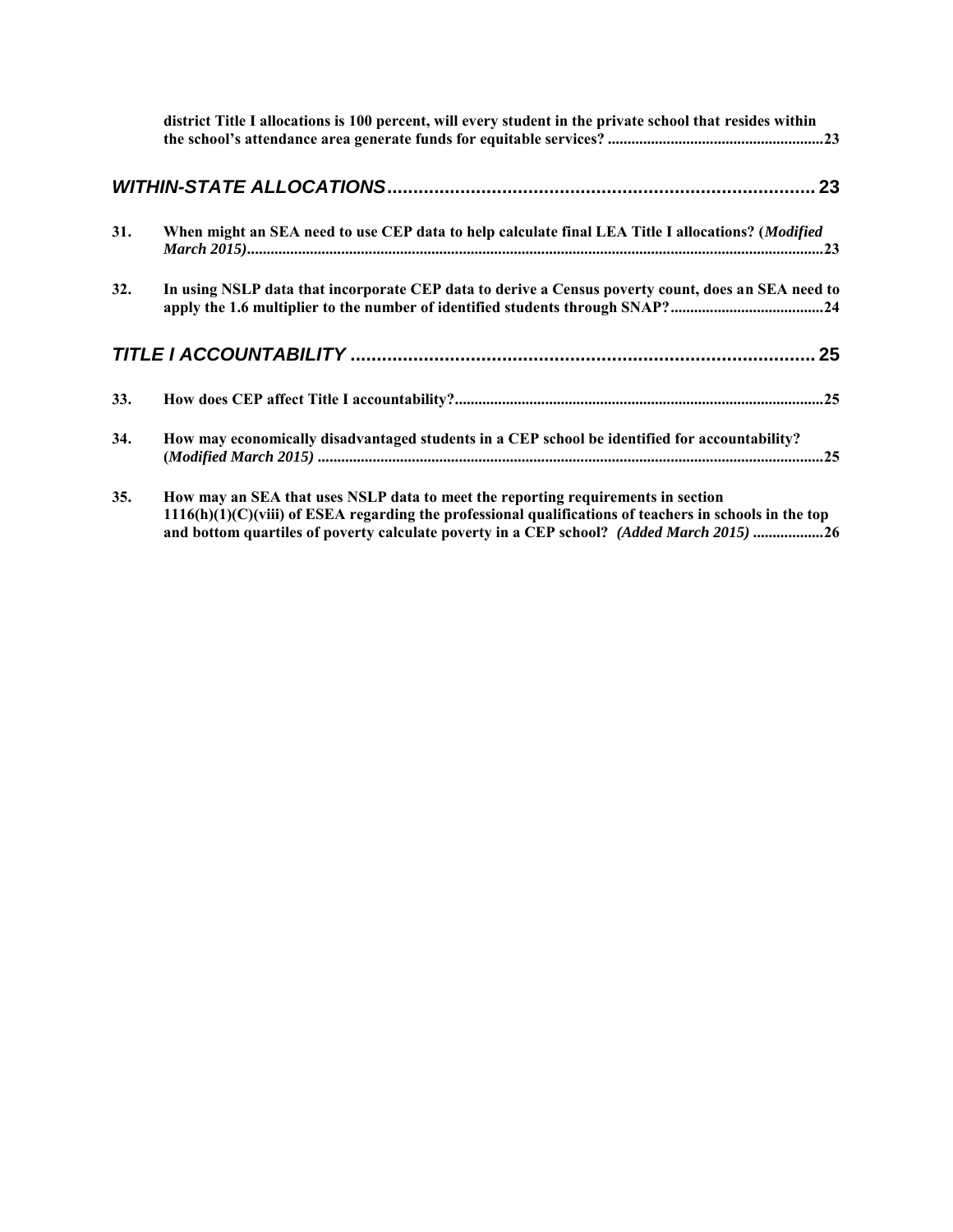**district Title I allocations is 100 percent, will every student in the private school that resides within the school's attendance area generate funds for equitable services? .......................................................23**

## *WITHIN-STATE ALLOCATIONS*................................................................................. 23

**31. When might an SEA need to use CEP data to help calculate final LEA Title I allocations? (*Modified March 2015*).................................................................................................................................................23**

**32. In using NSLP data that incorporate CEP data to derive a Census poverty count, does an SEA need to apply the 1.6 multiplier to the number of identified students through SNAP?.......................................24**

## *TITLE I ACCOUNTABILITY* ........................................................................................ 25

**33. How does CEP affect Title I accountability?.............................................................................................25**

**34. How may economically disadvantaged students in a CEP school be identified for accountability? (*Modified March 2015*) ................................................................................................................................25**

**35. How may an SEA that uses NSLP data to meet the reporting requirements in section 1116(h)(1)(C)(viii) of ESEA regarding the professional qualifications of teachers in schools in the top and bottom quartiles of poverty calculate poverty in a CEP school? *(Added March 2015)* ..................26**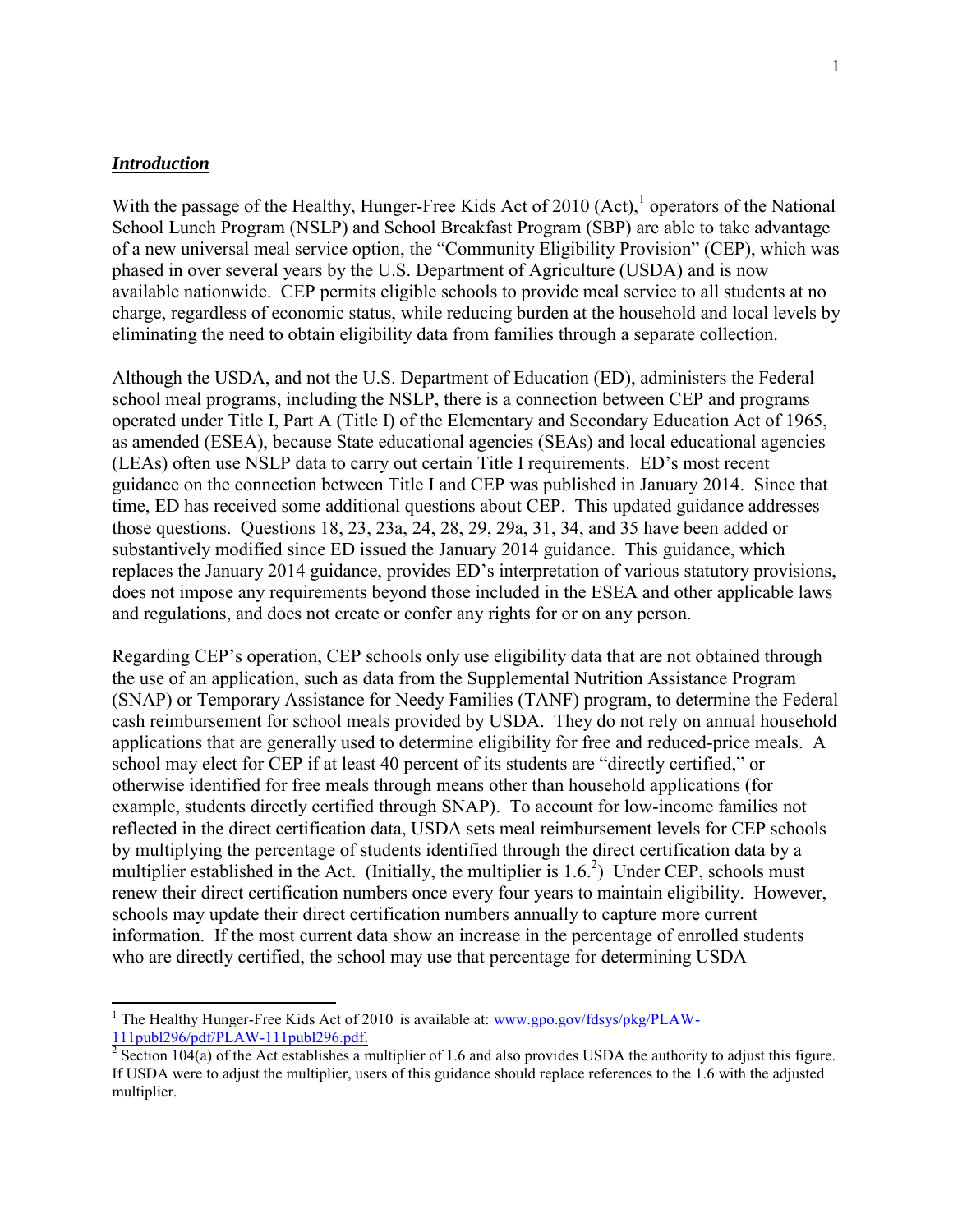***Introduction***

With the passage of the Healthy, Hunger-Free Kids Act of 2010 (Act),[1] operators of the National School Lunch Program (NSLP) and School Breakfast Program (SBP) are able to take advantage of a new universal meal service option, the "Community Eligibility Provision" (CEP), which was phased in over several years by the U.S. Department of Agriculture (USDA) and is now available nationwide. CEP permits eligible schools to provide meal service to all students at no charge, regardless of economic status, while reducing burden at the household and local levels by eliminating the need to obtain eligibility data from families through a separate collection.

Although the USDA, and not the U.S. Department of Education (ED), administers the Federal school meal programs, including the NSLP, there is a connection between CEP and programs operated under Title I, Part A (Title I) of the Elementary and Secondary Education Act of 1965, as amended (ESEA), because State educational agencies (SEAs) and local educational agencies (LEAs) often use NSLP data to carry out certain Title I requirements. ED's most recent guidance on the connection between Title I and CEP was published in January 2014. Since that time, ED has received some additional questions about CEP. This updated guidance addresses those questions. Questions 18, 23, 23a, 24, 28, 29, 29a, 31, 34, and 35 have been added or substantively modified since ED issued the January 2014 guidance. This guidance, which replaces the January 2014 guidance, provides ED's interpretation of various statutory provisions, does not impose any requirements beyond those included in the ESEA and other applicable laws and regulations, and does not create or confer any rights for or on any person.

Regarding CEP's operation, CEP schools only use eligibility data that are not obtained through the use of an application, such as data from the Supplemental Nutrition Assistance Program (SNAP) or Temporary Assistance for Needy Families (TANF) program, to determine the Federal cash reimbursement for school meals provided by USDA. They do not rely on annual household applications that are generally used to determine eligibility for free and reduced-price meals. A school may elect for CEP if at least 40 percent of its students are "directly certified," or otherwise identified for free meals through means other than household applications (for example, students directly certified through SNAP). To account for low-income families not reflected in the direct certification data, USDA sets meal reimbursement levels for CEP schools by multiplying the percentage of students identified through the direct certification data by a multiplier established in the Act. (Initially, the multiplier is 1.6.[2]) Under CEP, schools must renew their direct certification numbers once every four years to maintain eligibility. However, schools may update their direct certification numbers annually to capture more current information. If the most current data show an increase in the percentage of enrolled students who are directly certified, the school may use that percentage for determining USDA

---

[1] The Healthy Hunger-Free Kids Act of 2010 is available at: [www.gpo.gov/fdsys/pkg/PLAW-111publ296/pdf/PLAW-111publ296.pdf.](www.gpo.gov/fdsys/pkg/PLAW-111publ296/pdf/PLAW-111publ296.pdf)

[2] Section 104(a) of the Act establishes a multiplier of 1.6 and also provides USDA the authority to adjust this figure. If USDA were to adjust the multiplier, users of this guidance should replace references to the 1.6 with the adjusted multiplier.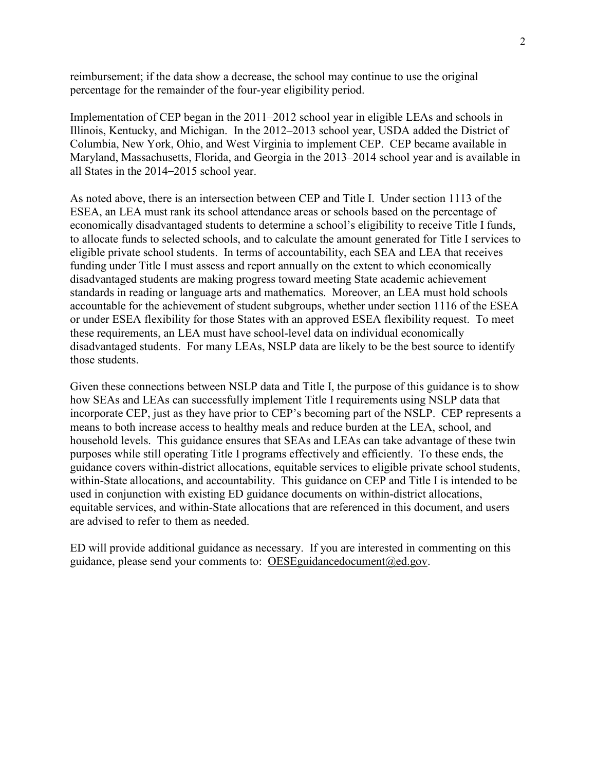reimbursement; if the data show a decrease, the school may continue to use the original percentage for the remainder of the four-year eligibility period.

Implementation of CEP began in the 2011–2012 school year in eligible LEAs and schools in Illinois, Kentucky, and Michigan. In the 2012–2013 school year, USDA added the District of Columbia, New York, Ohio, and West Virginia to implement CEP. CEP became available in Maryland, Massachusetts, Florida, and Georgia in the 2013–2014 school year and is available in all States in the 2014–2015 school year.

As noted above, there is an intersection between CEP and Title I. Under section 1113 of the ESEA, an LEA must rank its school attendance areas or schools based on the percentage of economically disadvantaged students to determine a school's eligibility to receive Title I funds, to allocate funds to selected schools, and to calculate the amount generated for Title I services to eligible private school students. In terms of accountability, each SEA and LEA that receives funding under Title I must assess and report annually on the extent to which economically disadvantaged students are making progress toward meeting State academic achievement standards in reading or language arts and mathematics. Moreover, an LEA must hold schools accountable for the achievement of student subgroups, whether under section 1116 of the ESEA or under ESEA flexibility for those States with an approved ESEA flexibility request. To meet these requirements, an LEA must have school-level data on individual economically disadvantaged students. For many LEAs, NSLP data are likely to be the best source to identify those students.

Given these connections between NSLP data and Title I, the purpose of this guidance is to show how SEAs and LEAs can successfully implement Title I requirements using NSLP data that incorporate CEP, just as they have prior to CEP's becoming part of the NSLP. CEP represents a means to both increase access to healthy meals and reduce burden at the LEA, school, and household levels. This guidance ensures that SEAs and LEAs can take advantage of these twin purposes while still operating Title I programs effectively and efficiently. To these ends, the guidance covers within-district allocations, equitable services to eligible private school students, within-State allocations, and accountability. This guidance on CEP and Title I is intended to be used in conjunction with existing ED guidance documents on within-district allocations, equitable services, and within-State allocations that are referenced in this document, and users are advised to refer to them as needed.

ED will provide additional guidance as necessary. If you are interested in commenting on this guidance, please send your comments to: OESEguidancedocument@ed.gov.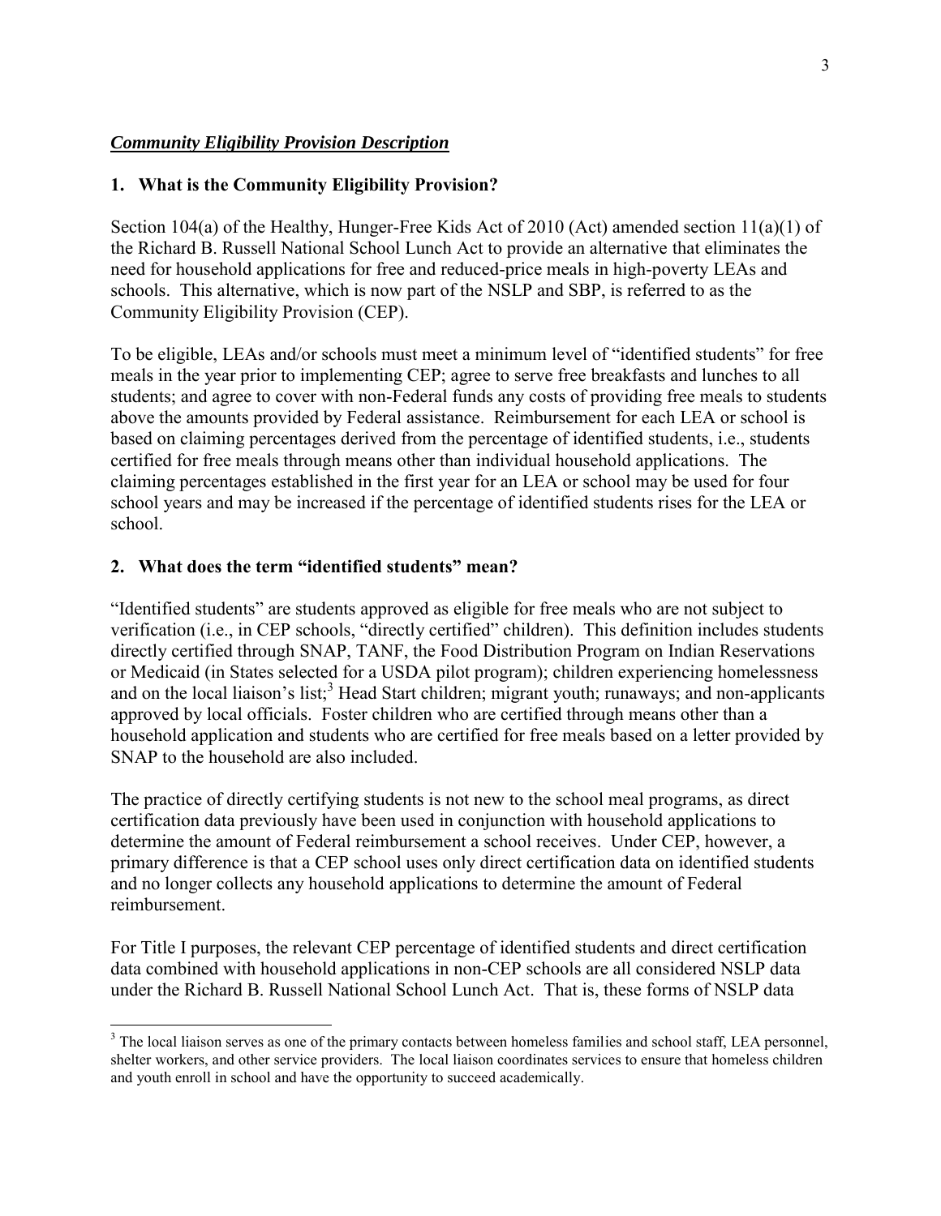***Community Eligibility Provision Description***

**1. What is the Community Eligibility Provision?**

Section 104(a) of the Healthy, Hunger-Free Kids Act of 2010 (Act) amended section 11(a)(1) of the Richard B. Russell National School Lunch Act to provide an alternative that eliminates the need for household applications for free and reduced-price meals in high-poverty LEAs and schools. This alternative, which is now part of the NSLP and SBP, is referred to as the Community Eligibility Provision (CEP).

To be eligible, LEAs and/or schools must meet a minimum level of "identified students" for free meals in the year prior to implementing CEP; agree to serve free breakfasts and lunches to all students; and agree to cover with non-Federal funds any costs of providing free meals to students above the amounts provided by Federal assistance. Reimbursement for each LEA or school is based on claiming percentages derived from the percentage of identified students, i.e., students certified for free meals through means other than individual household applications. The claiming percentages established in the first year for an LEA or school may be used for four school years and may be increased if the percentage of identified students rises for the LEA or school.

**2. What does the term "identified students" mean?**

"Identified students" are students approved as eligible for free meals who are not subject to verification (i.e., in CEP schools, "directly certified" children). This definition includes students directly certified through SNAP, TANF, the Food Distribution Program on Indian Reservations or Medicaid (in States selected for a USDA pilot program); children experiencing homelessness and on the local liaison's list;[3] Head Start children; migrant youth; runaways; and non-applicants approved by local officials. Foster children who are certified through means other than a household application and students who are certified for free meals based on a letter provided by SNAP to the household are also included.

The practice of directly certifying students is not new to the school meal programs, as direct certification data previously have been used in conjunction with household applications to determine the amount of Federal reimbursement a school receives. Under CEP, however, a primary difference is that a CEP school uses only direct certification data on identified students and no longer collects any household applications to determine the amount of Federal reimbursement.

For Title I purposes, the relevant CEP percentage of identified students and direct certification data combined with household applications in non-CEP schools are all considered NSLP data under the Richard B. Russell National School Lunch Act. That is, these forms of NSLP data

[3] The local liaison serves as one of the primary contacts between homeless families and school staff, LEA personnel, shelter workers, and other service providers. The local liaison coordinates services to ensure that homeless children and youth enroll in school and have the opportunity to succeed academically.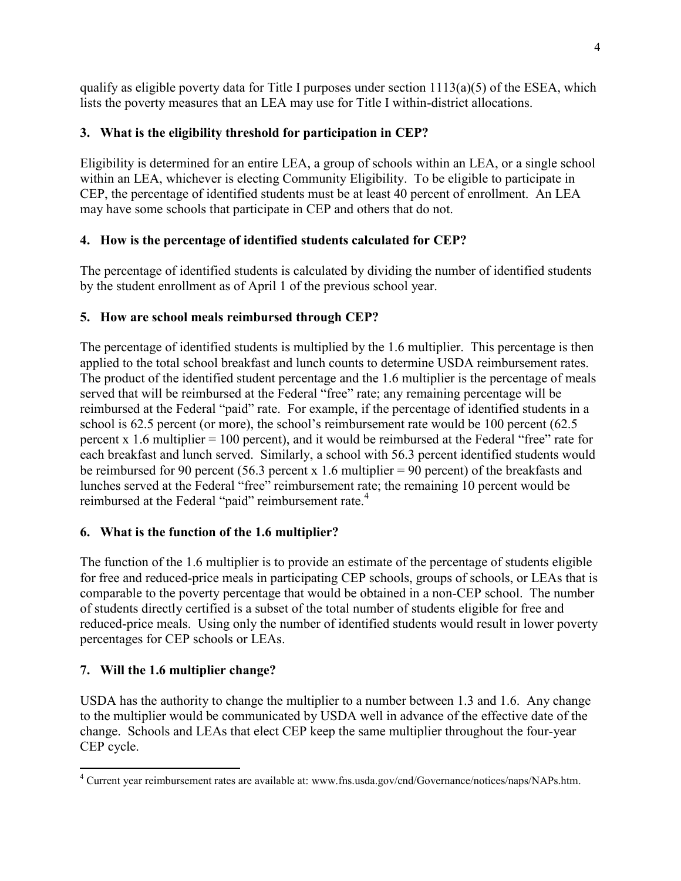qualify as eligible poverty data for Title I purposes under section 1113(a)(5) of the ESEA, which lists the poverty measures that an LEA may use for Title I within-district allocations.

### 3. What is the eligibility threshold for participation in CEP?

Eligibility is determined for an entire LEA, a group of schools within an LEA, or a single school within an LEA, whichever is electing Community Eligibility. To be eligible to participate in CEP, the percentage of identified students must be at least 40 percent of enrollment. An LEA may have some schools that participate in CEP and others that do not.

### 4. How is the percentage of identified students calculated for CEP?

The percentage of identified students is calculated by dividing the number of identified students by the student enrollment as of April 1 of the previous school year.

### 5. How are school meals reimbursed through CEP?

The percentage of identified students is multiplied by the 1.6 multiplier. This percentage is then applied to the total school breakfast and lunch counts to determine USDA reimbursement rates. The product of the identified student percentage and the 1.6 multiplier is the percentage of meals served that will be reimbursed at the Federal "free" rate; any remaining percentage will be reimbursed at the Federal "paid" rate. For example, if the percentage of identified students in a school is 62.5 percent (or more), the school's reimbursement rate would be 100 percent (62.5 percent x 1.6 multiplier = 100 percent), and it would be reimbursed at the Federal "free" rate for each breakfast and lunch served. Similarly, a school with 56.3 percent identified students would be reimbursed for 90 percent (56.3 percent x 1.6 multiplier = 90 percent) of the breakfasts and lunches served at the Federal "free" reimbursement rate; the remaining 10 percent would be reimbursed at the Federal "paid" reimbursement rate.[4]

### 6. What is the function of the 1.6 multiplier?

The function of the 1.6 multiplier is to provide an estimate of the percentage of students eligible for free and reduced-price meals in participating CEP schools, groups of schools, or LEAs that is comparable to the poverty percentage that would be obtained in a non-CEP school. The number of students directly certified is a subset of the total number of students eligible for free and reduced-price meals. Using only the number of identified students would result in lower poverty percentages for CEP schools or LEAs.

### 7. Will the 1.6 multiplier change?

USDA has the authority to change the multiplier to a number between 1.3 and 1.6. Any change to the multiplier would be communicated by USDA well in advance of the effective date of the change. Schools and LEAs that elect CEP keep the same multiplier throughout the four-year CEP cycle.

---

[4] Current year reimbursement rates are available at: www.fns.usda.gov/cnd/Governance/notices/naps/NAPs.htm.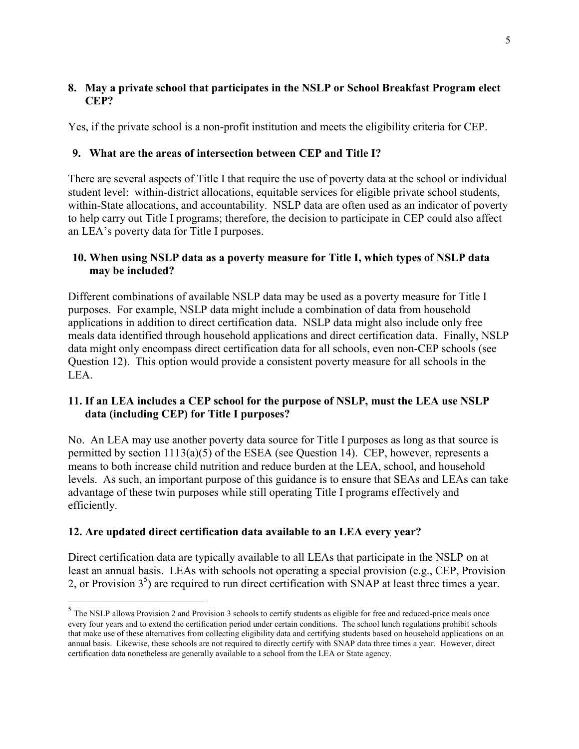**8. May a private school that participates in the NSLP or School Breakfast Program elect CEP?**

Yes, if the private school is a non-profit institution and meets the eligibility criteria for CEP.

**9. What are the areas of intersection between CEP and Title I?**

There are several aspects of Title I that require the use of poverty data at the school or individual student level: within-district allocations, equitable services for eligible private school students, within-State allocations, and accountability. NSLP data are often used as an indicator of poverty to help carry out Title I programs; therefore, the decision to participate in CEP could also affect an LEA's poverty data for Title I purposes.

**10. When using NSLP data as a poverty measure for Title I, which types of NSLP data may be included?**

Different combinations of available NSLP data may be used as a poverty measure for Title I purposes. For example, NSLP data might include a combination of data from household applications in addition to direct certification data. NSLP data might also include only free meals data identified through household applications and direct certification data. Finally, NSLP data might only encompass direct certification data for all schools, even non-CEP schools (see Question 12). This option would provide a consistent poverty measure for all schools in the LEA.

**11. If an LEA includes a CEP school for the purpose of NSLP, must the LEA use NSLP data (including CEP) for Title I purposes?**

No. An LEA may use another poverty data source for Title I purposes as long as that source is permitted by section 1113(a)(5) of the ESEA (see Question 14). CEP, however, represents a means to both increase child nutrition and reduce burden at the LEA, school, and household levels. As such, an important purpose of this guidance is to ensure that SEAs and LEAs can take advantage of these twin purposes while still operating Title I programs effectively and efficiently.

**12. Are updated direct certification data available to an LEA every year?**

Direct certification data are typically available to all LEAs that participate in the NSLP on at least an annual basis. LEAs with schools not operating a special provision (e.g., CEP, Provision 2, or Provision 3[5]) are required to run direct certification with SNAP at least three times a year.

[5] The NSLP allows Provision 2 and Provision 3 schools to certify students as eligible for free and reduced-price meals once every four years and to extend the certification period under certain conditions. The school lunch regulations prohibit schools that make use of these alternatives from collecting eligibility data and certifying students based on household applications on an annual basis. Likewise, these schools are not required to directly certify with SNAP data three times a year. However, direct certification data nonetheless are generally available to a school from the LEA or State agency.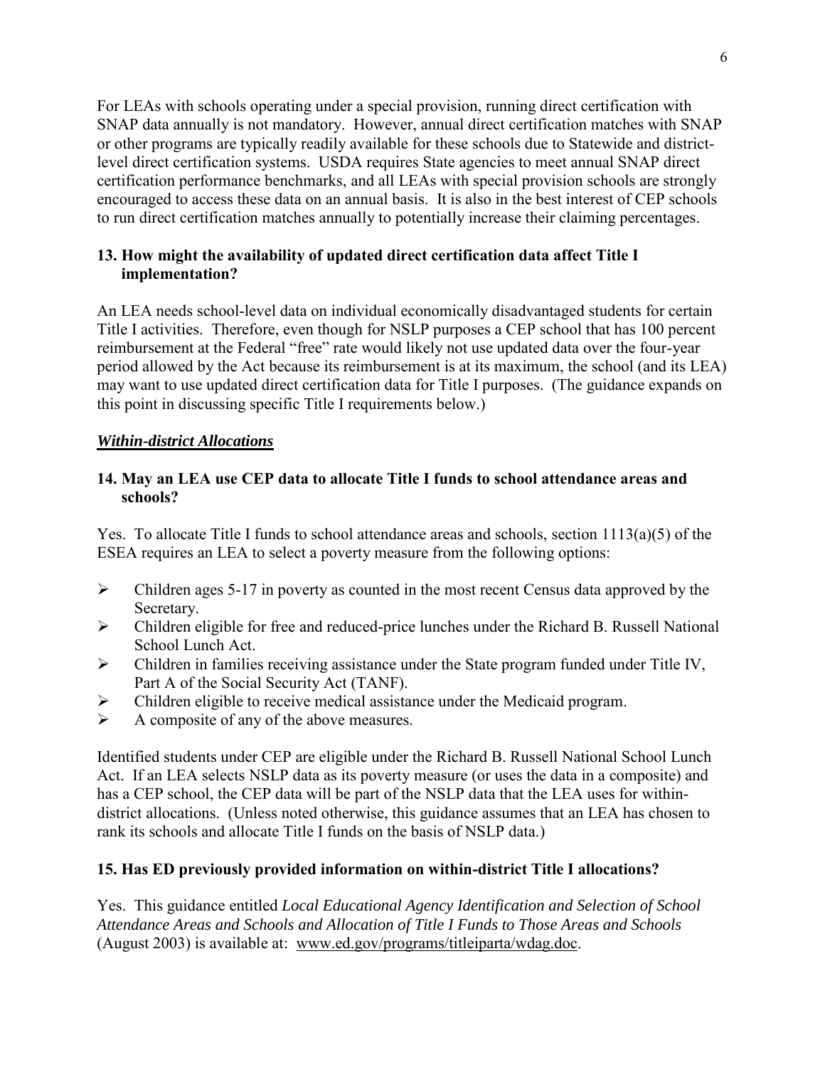For LEAs with schools operating under a special provision, running direct certification with SNAP data annually is not mandatory. However, annual direct certification matches with SNAP or other programs are typically readily available for these schools due to Statewide and district-level direct certification systems. USDA requires State agencies to meet annual SNAP direct certification performance benchmarks, and all LEAs with special provision schools are strongly encouraged to access these data on an annual basis. It is also in the best interest of CEP schools to run direct certification matches annually to potentially increase their claiming percentages.

**13. How might the availability of updated direct certification data affect Title I implementation?**

An LEA needs school-level data on individual economically disadvantaged students for certain Title I activities. Therefore, even though for NSLP purposes a CEP school that has 100 percent reimbursement at the Federal "free" rate would likely not use updated data over the four-year period allowed by the Act because its reimbursement is at its maximum, the school (and its LEA) may want to use updated direct certification data for Title I purposes. (The guidance expands on this point in discussing specific Title I requirements below.)

***Within-district Allocations***

**14. May an LEA use CEP data to allocate Title I funds to school attendance areas and schools?**

Yes. To allocate Title I funds to school attendance areas and schools, section 1113(a)(5) of the ESEA requires an LEA to select a poverty measure from the following options:

- Children ages 5-17 in poverty as counted in the most recent Census data approved by the Secretary.
- Children eligible for free and reduced-price lunches under the Richard B. Russell National School Lunch Act.
- Children in families receiving assistance under the State program funded under Title IV, Part A of the Social Security Act (TANF).
- Children eligible to receive medical assistance under the Medicaid program.
- A composite of any of the above measures.

Identified students under CEP are eligible under the Richard B. Russell National School Lunch Act. If an LEA selects NSLP data as its poverty measure (or uses the data in a composite) and has a CEP school, the CEP data will be part of the NSLP data that the LEA uses for within-district allocations. (Unless noted otherwise, this guidance assumes that an LEA has chosen to rank its schools and allocate Title I funds on the basis of NSLP data.)

**15. Has ED previously provided information on within-district Title I allocations?**

Yes. This guidance entitled *Local Educational Agency Identification and Selection of School Attendance Areas and Schools and Allocation of Title I Funds to Those Areas and Schools* (August 2003) is available at: www.ed.gov/programs/titleiparta/wdag.doc.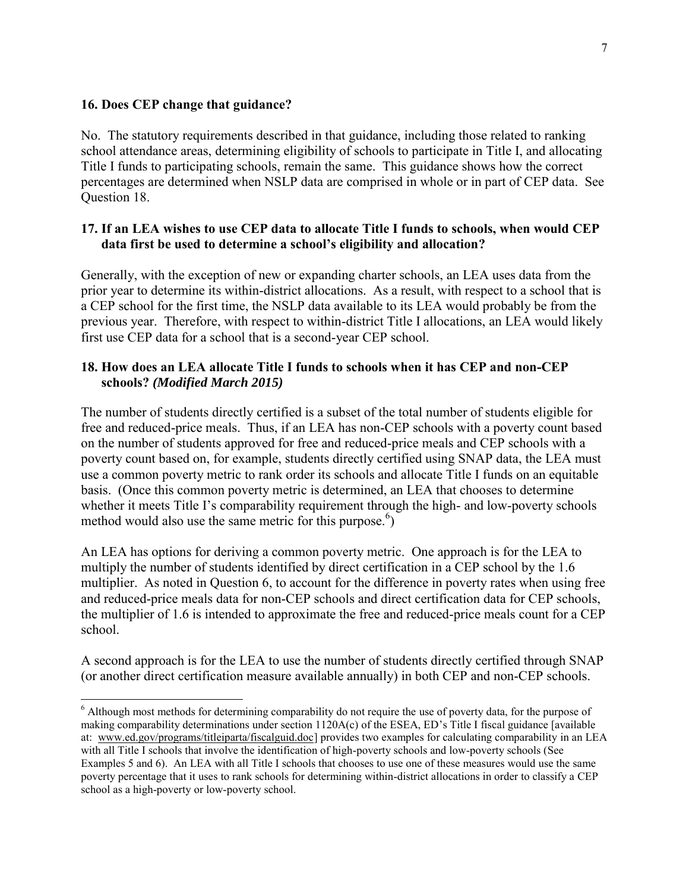**16. Does CEP change that guidance?**

No. The statutory requirements described in that guidance, including those related to ranking school attendance areas, determining eligibility of schools to participate in Title I, and allocating Title I funds to participating schools, remain the same. This guidance shows how the correct percentages are determined when NSLP data are comprised in whole or in part of CEP data. See Question 18.

**17. If an LEA wishes to use CEP data to allocate Title I funds to schools, when would CEP data first be used to determine a school's eligibility and allocation?**

Generally, with the exception of new or expanding charter schools, an LEA uses data from the prior year to determine its within-district allocations. As a result, with respect to a school that is a CEP school for the first time, the NSLP data available to its LEA would probably be from the previous year. Therefore, with respect to within-district Title I allocations, an LEA would likely first use CEP data for a school that is a second-year CEP school.

**18. How does an LEA allocate Title I funds to schools when it has CEP and non-CEP schools?** ***(Modified March 2015)***

The number of students directly certified is a subset of the total number of students eligible for free and reduced-price meals. Thus, if an LEA has non-CEP schools with a poverty count based on the number of students approved for free and reduced-price meals and CEP schools with a poverty count based on, for example, students directly certified using SNAP data, the LEA must use a common poverty metric to rank order its schools and allocate Title I funds on an equitable basis. (Once this common poverty metric is determined, an LEA that chooses to determine whether it meets Title I's comparability requirement through the high- and low-poverty schools method would also use the same metric for this purpose.[6])

An LEA has options for deriving a common poverty metric. One approach is for the LEA to multiply the number of students identified by direct certification in a CEP school by the 1.6 multiplier. As noted in Question 6, to account for the difference in poverty rates when using free and reduced-price meals data for non-CEP schools and direct certification data for CEP schools, the multiplier of 1.6 is intended to approximate the free and reduced-price meals count for a CEP school.

A second approach is for the LEA to use the number of students directly certified through SNAP (or another direct certification measure available annually) in both CEP and non-CEP schools.

---

[6] Although most methods for determining comparability do not require the use of poverty data, for the purpose of making comparability determinations under section 1120A(c) of the ESEA, ED's Title I fiscal guidance [available at: www.ed.gov/programs/titleiparta/fiscalguid.doc] provides two examples for calculating comparability in an LEA with all Title I schools that involve the identification of high-poverty schools and low-poverty schools (See Examples 5 and 6). An LEA with all Title I schools that chooses to use one of these measures would use the same poverty percentage that it uses to rank schools for determining within-district allocations in order to classify a CEP school as a high-poverty or low-poverty school.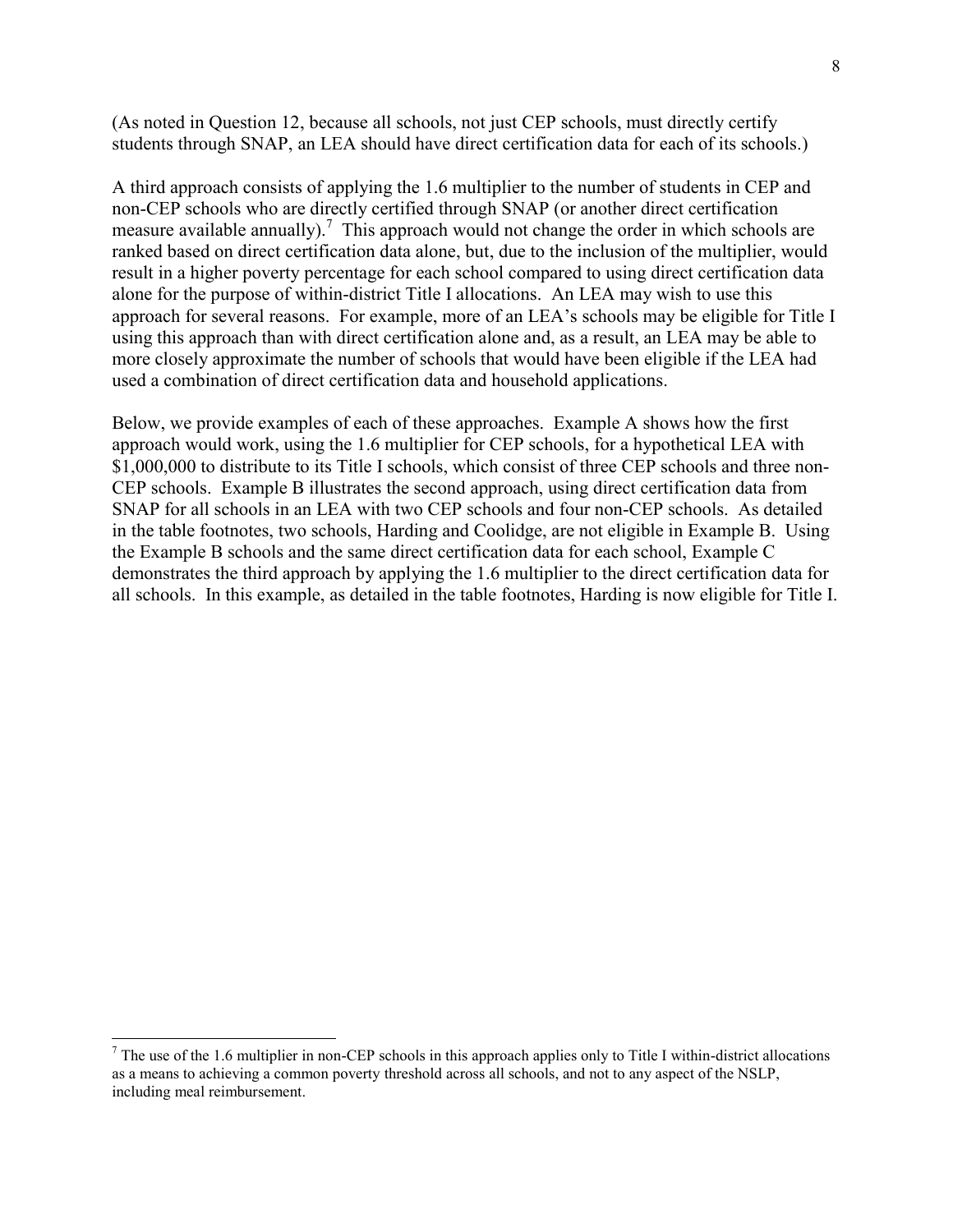(As noted in Question 12, because all schools, not just CEP schools, must directly certify students through SNAP, an LEA should have direct certification data for each of its schools.)

A third approach consists of applying the 1.6 multiplier to the number of students in CEP and non-CEP schools who are directly certified through SNAP (or another direct certification measure available annually).[7] This approach would not change the order in which schools are ranked based on direct certification data alone, but, due to the inclusion of the multiplier, would result in a higher poverty percentage for each school compared to using direct certification data alone for the purpose of within-district Title I allocations. An LEA may wish to use this approach for several reasons. For example, more of an LEA's schools may be eligible for Title I using this approach than with direct certification alone and, as a result, an LEA may be able to more closely approximate the number of schools that would have been eligible if the LEA had used a combination of direct certification data and household applications.

Below, we provide examples of each of these approaches. Example A shows how the first approach would work, using the 1.6 multiplier for CEP schools, for a hypothetical LEA with \$1,000,000 to distribute to its Title I schools, which consist of three CEP schools and three non-CEP schools. Example B illustrates the second approach, using direct certification data from SNAP for all schools in an LEA with two CEP schools and four non-CEP schools. As detailed in the table footnotes, two schools, Harding and Coolidge, are not eligible in Example B. Using the Example B schools and the same direct certification data for each school, Example C demonstrates the third approach by applying the 1.6 multiplier to the direct certification data for all schools. In this example, as detailed in the table footnotes, Harding is now eligible for Title I.

[7] The use of the 1.6 multiplier in non-CEP schools in this approach applies only to Title I within-district allocations as a means to achieving a common poverty threshold across all schools, and not to any aspect of the NSLP, including meal reimbursement.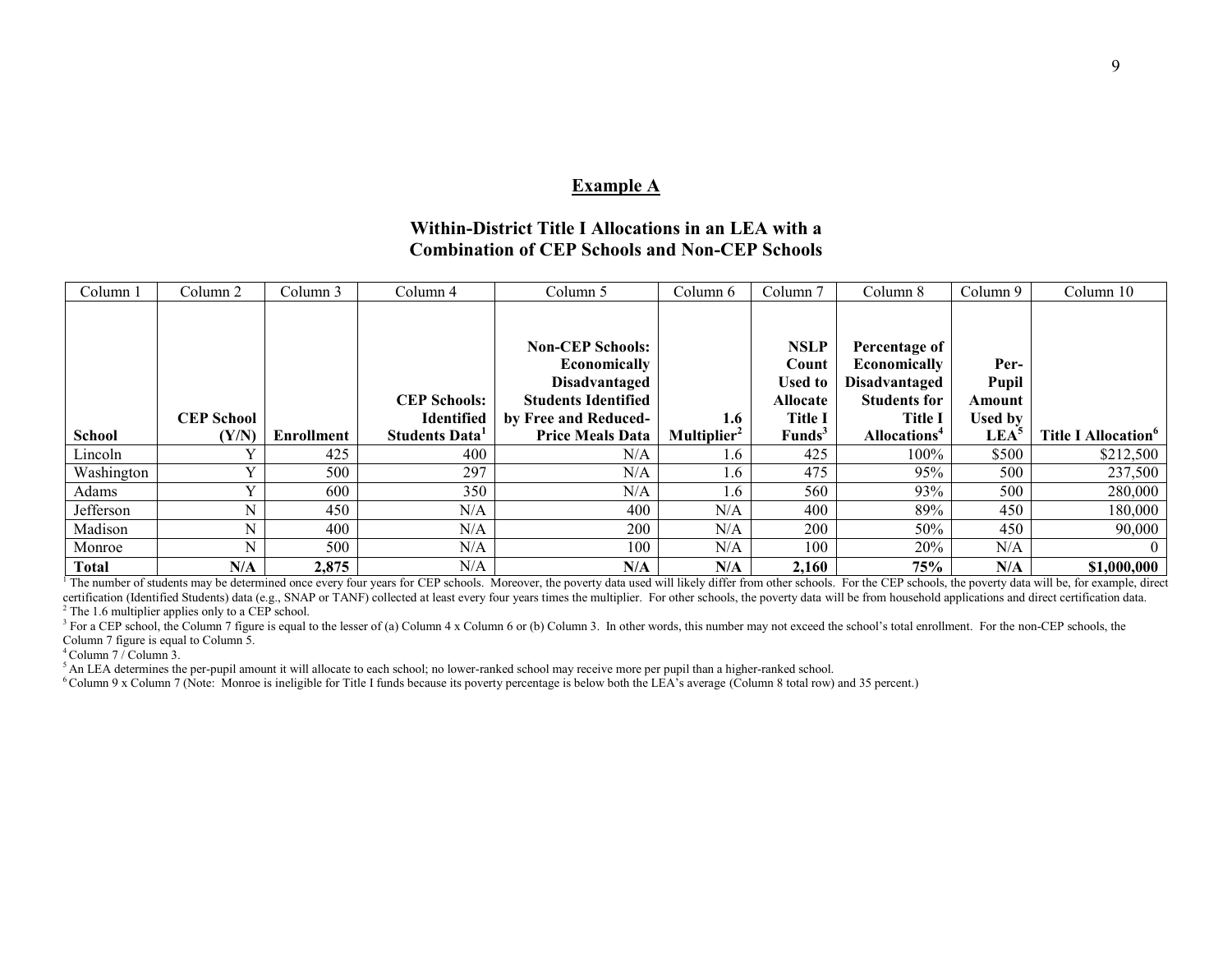## Example A

### Within-District Title I Allocations in an LEA with a Combination of CEP Schools and Non-CEP Schools

| Column 1 | Column 2 | Column 3 | Column 4 | Column 5 | Column 6 | Column 7 | Column 8 | Column 9 | Column 10 |
|---|---|---|---|---|---|---|---|---|---|
| **School** | **CEP School (Y/N)** | **Enrollment** | **CEP Schools: Identified Students Data[1]** | **Non-CEP Schools: Economically Disadvantaged Students Identified by Free and Reduced-Price Meals Data** | **1.6 Multiplier[2]** | **NSLP Count Used to Allocate Title I Funds[3]** | **Percentage of Economically Disadvantaged Students for Title I Allocations[4]** | **Per-Pupil Amount Used by LEA[5]** | **Title I Allocation[6]** |
| Lincoln | Y | 425 | 400 | N/A | 1.6 | 425 | 100% | $500 | $212,500 |
| Washington | Y | 500 | 297 | N/A | 1.6 | 475 | 95% | 500 | 237,500 |
| Adams | Y | 600 | 350 | N/A | 1.6 | 560 | 93% | 500 | 280,000 |
| Jefferson | N | 450 | N/A | 400 | N/A | 400 | 89% | 450 | 180,000 |
| Madison | N | 400 | N/A | 200 | N/A | 200 | 50% | 450 | 90,000 |
| Monroe | N | 500 | N/A | 100 | N/A | 100 | 20% | N/A | 0 |
| **Total** | **N/A** | **2,875** | N/A | **N/A** | **N/A** | **2,160** | **75%** | **N/A** | **$1,000,000** |

[1] The number of students may be determined once every four years for CEP schools. Moreover, the poverty data used will likely differ from other schools. For the CEP schools, the poverty data will be, for example, direct certification (Identified Students) data (e.g., SNAP or TANF) collected at least every four years times the multiplier. For other schools, the poverty data will be from household applications and direct certification data.

[2] The 1.6 multiplier applies only to a CEP school.

[3] For a CEP school, the Column 7 figure is equal to the lesser of (a) Column 4 x Column 6 or (b) Column 3. In other words, this number may not exceed the school's total enrollment. For the non-CEP schools, the Column 7 figure is equal to Column 5.

[4] Column 7 / Column 3.

[5] An LEA determines the per-pupil amount it will allocate to each school; no lower-ranked school may receive more per pupil than a higher-ranked school.

[6] Column 9 x Column 7 (Note: Monroe is ineligible for Title I funds because its poverty percentage is below both the LEA's average (Column 8 total row) and 35 percent.)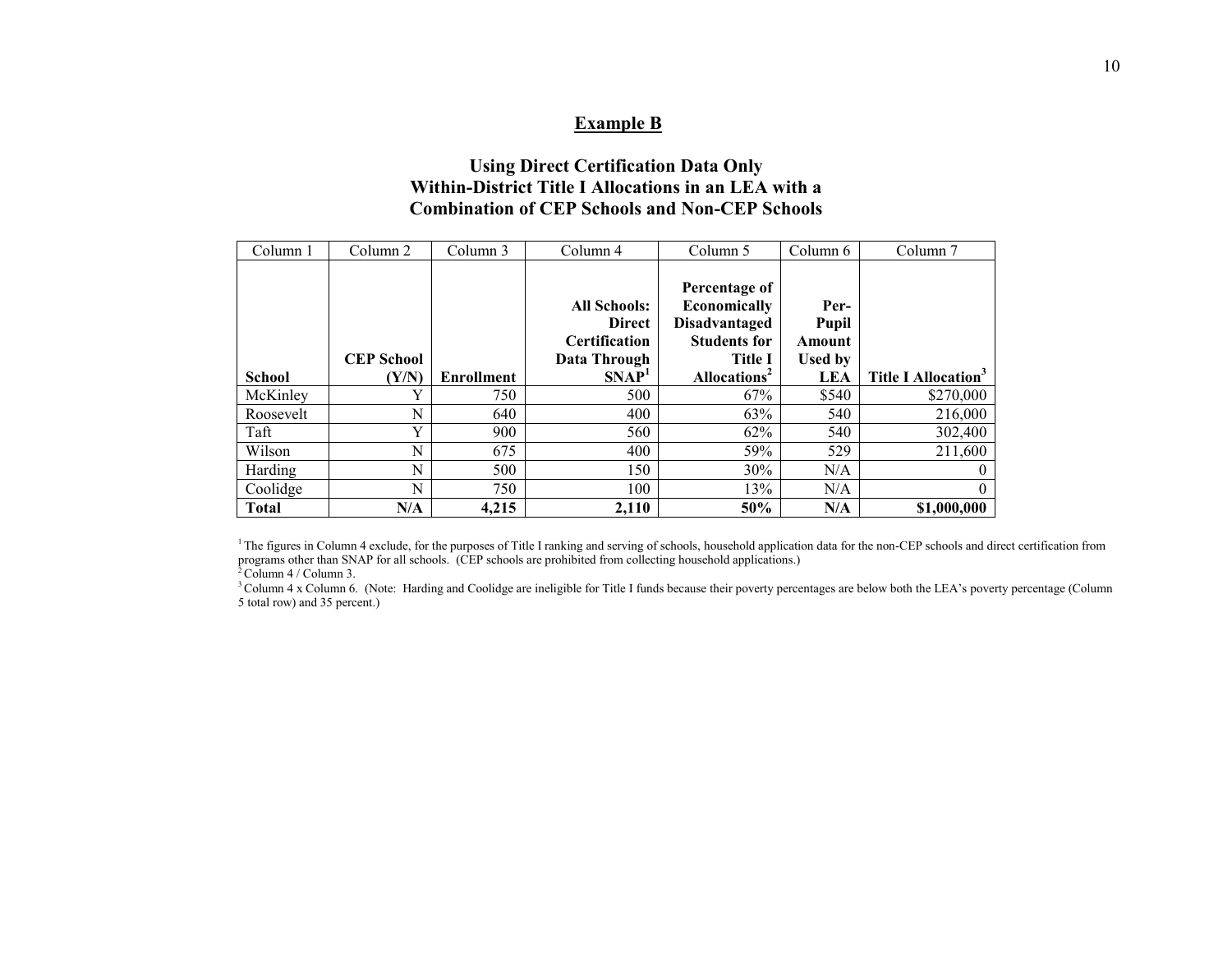## Example B

### Using Direct Certification Data Only Within-District Title I Allocations in an LEA with a Combination of CEP Schools and Non-CEP Schools

| Column 1 | Column 2 | Column 3 | Column 4 | Column 5 | Column 6 | Column 7 |
|---|---|---|---|---|---|---|
| **School** | **CEP School (Y/N)** | **Enrollment** | **All Schools: Direct Certification Data Through SNAP[1]** | **Percentage of Economically Disadvantaged Students for Title I Allocations[2]** | **Per-Pupil Amount Used by LEA** | **Title I Allocation[3]** |
| McKinley | Y | 750 | 500 | 67% | $540 | $270,000 |
| Roosevelt | N | 640 | 400 | 63% | 540 | 216,000 |
| Taft | Y | 900 | 560 | 62% | 540 | 302,400 |
| Wilson | N | 675 | 400 | 59% | 529 | 211,600 |
| Harding | N | 500 | 150 | 30% | N/A | 0 |
| Coolidge | N | 750 | 100 | 13% | N/A | 0 |
| **Total** | **N/A** | **4,215** | **2,110** | **50%** | **N/A** | **$1,000,000** |

[1] The figures in Column 4 exclude, for the purposes of Title I ranking and serving of schools, household application data for the non-CEP schools and direct certification from programs other than SNAP for all schools. (CEP schools are prohibited from collecting household applications.)

[2] Column 4 / Column 3.

[3] Column 4 x Column 6. (Note: Harding and Coolidge are ineligible for Title I funds because their poverty percentages are below both the LEA's poverty percentage (Column 5 total row) and 35 percent.)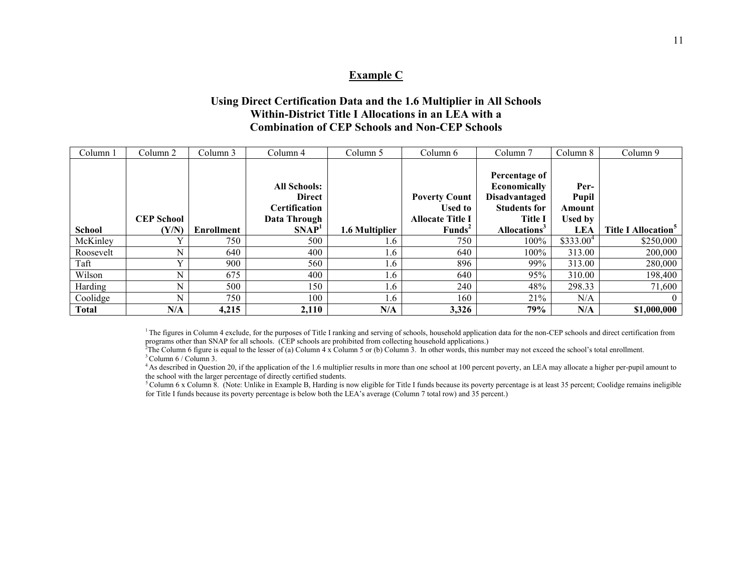## Example C

### Using Direct Certification Data and the 1.6 Multiplier in All Schools Within-District Title I Allocations in an LEA with a Combination of CEP Schools and Non-CEP Schools

| Column 1 | Column 2 | Column 3 | Column 4 | Column 5 | Column 6 | Column 7 | Column 8 | Column 9 |
|---|---|---|---|---|---|---|---|---|
| **School** | **CEP School (Y/N)** | **Enrollment** | **All Schools: Direct Certification Data Through SNAP**[1] | **1.6 Multiplier** | **Poverty Count Used to Allocate Title I Funds**[2] | **Percentage of Economically Disadvantaged Students for Title I Allocations**[3] | **Per-Pupil Amount Used by LEA** | **Title I Allocation**[5] |
| McKinley | Y | 750 | 500 | 1.6 | 750 | 100% | $333.00[4] | $250,000 |
| Roosevelt | N | 640 | 400 | 1.6 | 640 | 100% | 313.00 | 200,000 |
| Taft | Y | 900 | 560 | 1.6 | 896 | 99% | 313.00 | 280,000 |
| Wilson | N | 675 | 400 | 1.6 | 640 | 95% | 310.00 | 198,400 |
| Harding | N | 500 | 150 | 1.6 | 240 | 48% | 298.33 | 71,600 |
| Coolidge | N | 750 | 100 | 1.6 | 160 | 21% | N/A | 0 |
| **Total** | **N/A** | **4,215** | **2,110** | **N/A** | **3,326** | **79%** | **N/A** | **$1,000,000** |

[1] The figures in Column 4 exclude, for the purposes of Title I ranking and serving of schools, household application data for the non-CEP schools and direct certification from programs other than SNAP for all schools. (CEP schools are prohibited from collecting household applications.)

[2] The Column 6 figure is equal to the lesser of (a) Column 4 x Column 5 or (b) Column 3. In other words, this number may not exceed the school's total enrollment.

[3] Column 6 / Column 3.

[4] As described in Question 20, if the application of the 1.6 multiplier results in more than one school at 100 percent poverty, an LEA may allocate a higher per-pupil amount to the school with the larger percentage of directly certified students.

[5] Column 6 x Column 8. (Note: Unlike in Example B, Harding is now eligible for Title I funds because its poverty percentage is at least 35 percent; Coolidge remains ineligible for Title I funds because its poverty percentage is below both the LEA's average (Column 7 total row) and 35 percent.)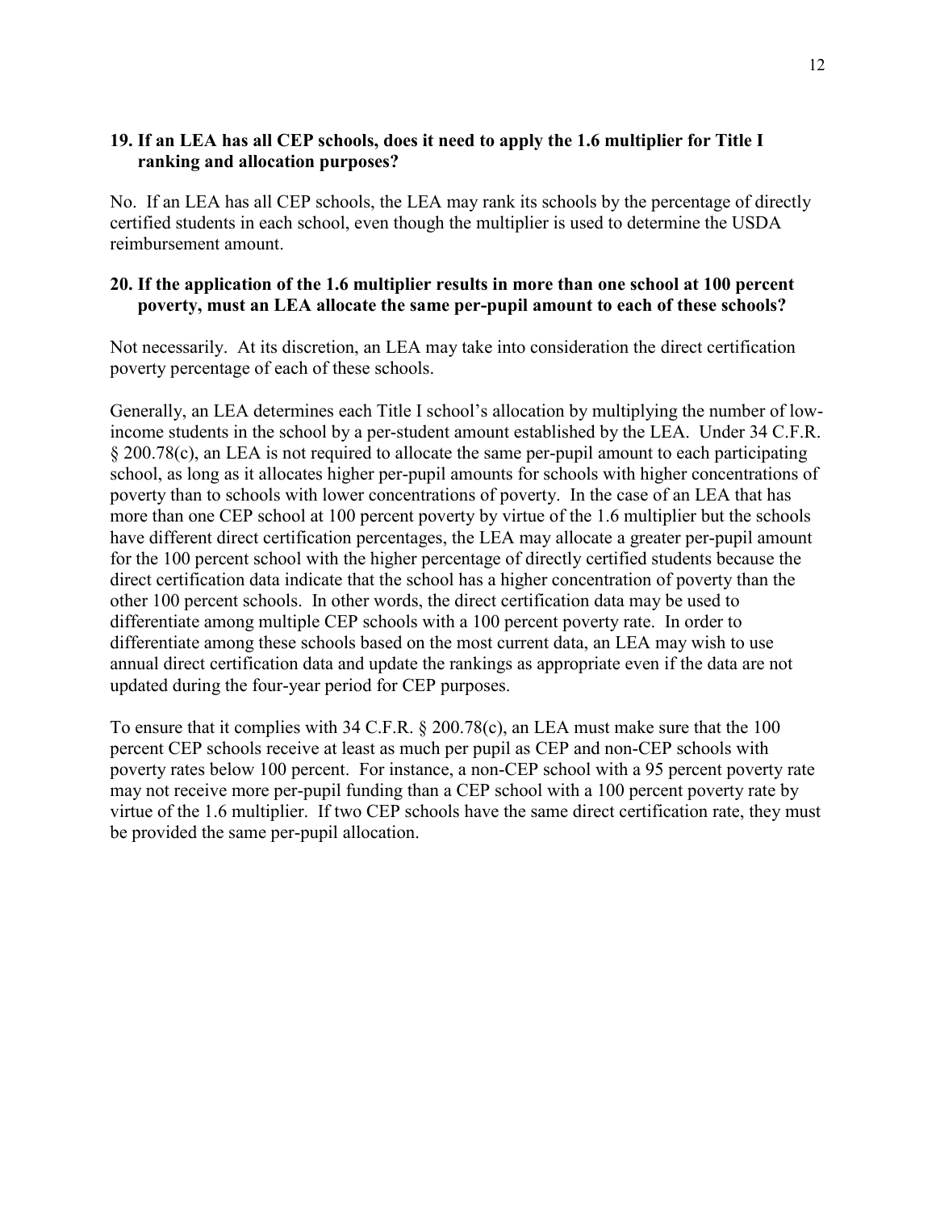**19. If an LEA has all CEP schools, does it need to apply the 1.6 multiplier for Title I ranking and allocation purposes?**

No. If an LEA has all CEP schools, the LEA may rank its schools by the percentage of directly certified students in each school, even though the multiplier is used to determine the USDA reimbursement amount.

**20. If the application of the 1.6 multiplier results in more than one school at 100 percent poverty, must an LEA allocate the same per-pupil amount to each of these schools?**

Not necessarily. At its discretion, an LEA may take into consideration the direct certification poverty percentage of each of these schools.

Generally, an LEA determines each Title I school's allocation by multiplying the number of low-income students in the school by a per-student amount established by the LEA. Under 34 C.F.R. § 200.78(c), an LEA is not required to allocate the same per-pupil amount to each participating school, as long as it allocates higher per-pupil amounts for schools with higher concentrations of poverty than to schools with lower concentrations of poverty. In the case of an LEA that has more than one CEP school at 100 percent poverty by virtue of the 1.6 multiplier but the schools have different direct certification percentages, the LEA may allocate a greater per-pupil amount for the 100 percent school with the higher percentage of directly certified students because the direct certification data indicate that the school has a higher concentration of poverty than the other 100 percent schools. In other words, the direct certification data may be used to differentiate among multiple CEP schools with a 100 percent poverty rate. In order to differentiate among these schools based on the most current data, an LEA may wish to use annual direct certification data and update the rankings as appropriate even if the data are not updated during the four-year period for CEP purposes.

To ensure that it complies with 34 C.F.R. § 200.78(c), an LEA must make sure that the 100 percent CEP schools receive at least as much per pupil as CEP and non-CEP schools with poverty rates below 100 percent. For instance, a non-CEP school with a 95 percent poverty rate may not receive more per-pupil funding than a CEP school with a 100 percent poverty rate by virtue of the 1.6 multiplier. If two CEP schools have the same direct certification rate, they must be provided the same per-pupil allocation.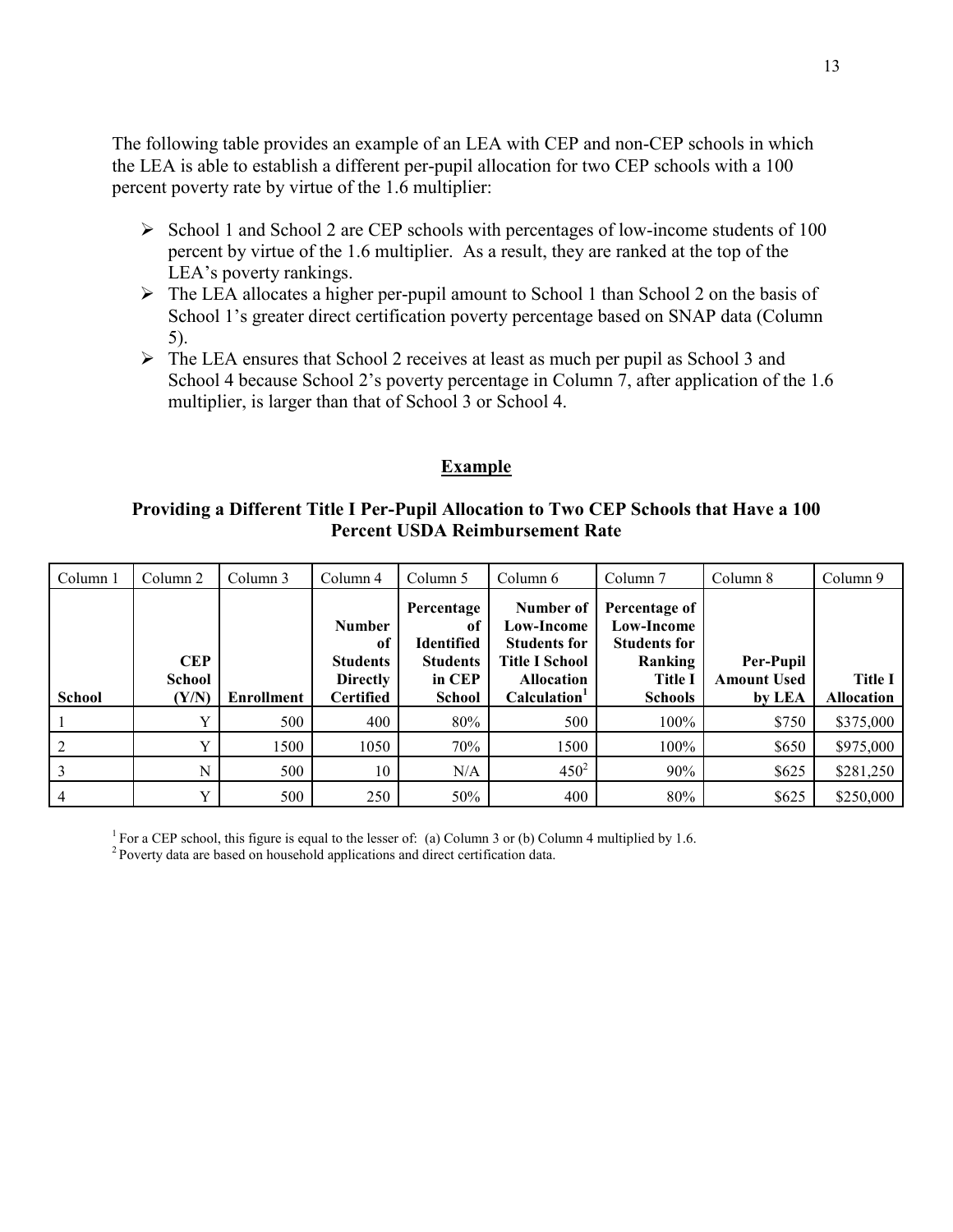The following table provides an example of an LEA with CEP and non-CEP schools in which the LEA is able to establish a different per-pupil allocation for two CEP schools with a 100 percent poverty rate by virtue of the 1.6 multiplier:

- School 1 and School 2 are CEP schools with percentages of low-income students of 100 percent by virtue of the 1.6 multiplier. As a result, they are ranked at the top of the LEA's poverty rankings.
- The LEA allocates a higher per-pupil amount to School 1 than School 2 on the basis of School 1's greater direct certification poverty percentage based on SNAP data (Column 5).
- The LEA ensures that School 2 receives at least as much per pupil as School 3 and School 4 because School 2's poverty percentage in Column 7, after application of the 1.6 multiplier, is larger than that of School 3 or School 4.

## Example

### Providing a Different Title I Per-Pupil Allocation to Two CEP Schools that Have a 100 Percent USDA Reimbursement Rate

| Column 1 | Column 2 | Column 3 | Column 4 | Column 5 | Column 6 | Column 7 | Column 8 | Column 9 |
|---|---|---|---|---|---|---|---|---|
| **School** | **CEP School (Y/N)** | **Enrollment** | **Number of Students Directly Certified** | **Percentage of Identified Students in CEP School** | **Number of Low-Income Students for Title I School Allocation Calculation**[1] | **Percentage of Low-Income Students for Ranking Title I Schools** | **Per-Pupil Amount Used by LEA** | **Title I Allocation** |
| 1 | Y | 500 | 400 | 80% | 500 | 100% | $750 | $375,000 |
| 2 | Y | 1500 | 1050 | 70% | 1500 | 100% | $650 | $975,000 |
| 3 | N | 500 | 10 | N/A | 450[2] | 90% | $625 | $281,250 |
| 4 | Y | 500 | 250 | 50% | 400 | 80% | $625 | $250,000 |

[1] For a CEP school, this figure is equal to the lesser of: (a) Column 3 or (b) Column 4 multiplied by 1.6.

[2] Poverty data are based on household applications and direct certification data.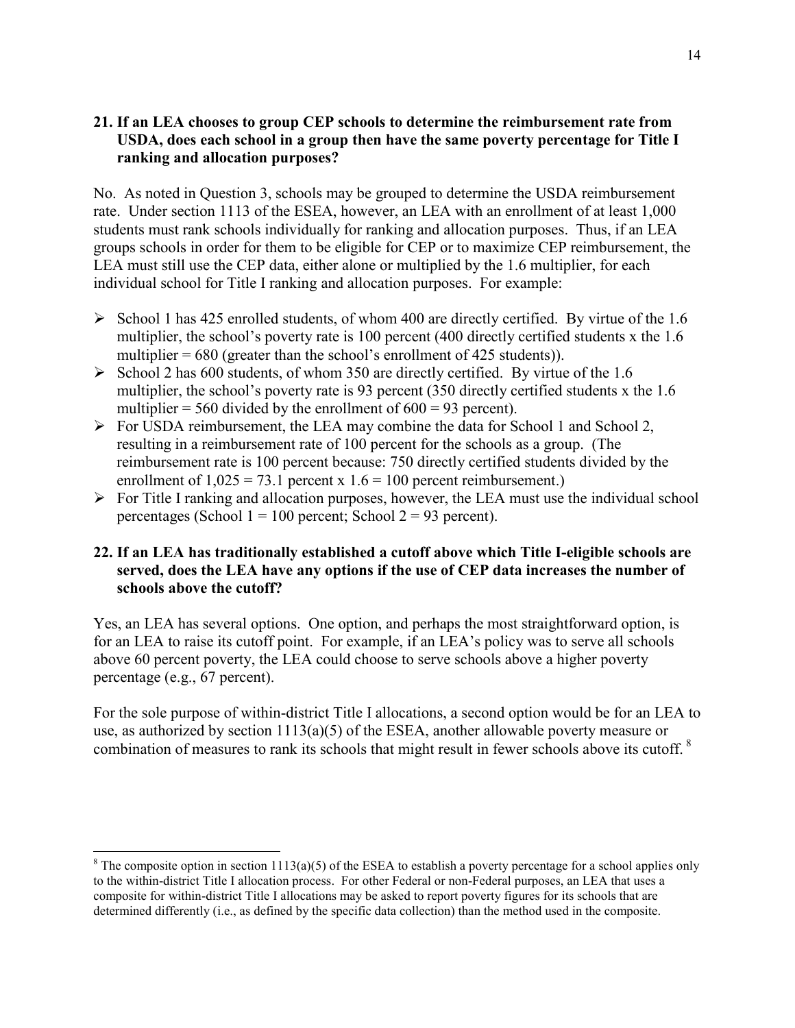**21. If an LEA chooses to group CEP schools to determine the reimbursement rate from USDA, does each school in a group then have the same poverty percentage for Title I ranking and allocation purposes?**

No. As noted in Question 3, schools may be grouped to determine the USDA reimbursement rate. Under section 1113 of the ESEA, however, an LEA with an enrollment of at least 1,000 students must rank schools individually for ranking and allocation purposes. Thus, if an LEA groups schools in order for them to be eligible for CEP or to maximize CEP reimbursement, the LEA must still use the CEP data, either alone or multiplied by the 1.6 multiplier, for each individual school for Title I ranking and allocation purposes. For example:

- School 1 has 425 enrolled students, of whom 400 are directly certified. By virtue of the 1.6 multiplier, the school's poverty rate is 100 percent (400 directly certified students x the 1.6 multiplier = 680 (greater than the school's enrollment of 425 students)).
- School 2 has 600 students, of whom 350 are directly certified. By virtue of the 1.6 multiplier, the school's poverty rate is 93 percent (350 directly certified students x the 1.6 multiplier = 560 divided by the enrollment of 600 = 93 percent).
- For USDA reimbursement, the LEA may combine the data for School 1 and School 2, resulting in a reimbursement rate of 100 percent for the schools as a group. (The reimbursement rate is 100 percent because: 750 directly certified students divided by the enrollment of 1,025 = 73.1 percent x 1.6 = 100 percent reimbursement.)
- For Title I ranking and allocation purposes, however, the LEA must use the individual school percentages (School 1 = 100 percent; School 2 = 93 percent).

**22. If an LEA has traditionally established a cutoff above which Title I-eligible schools are served, does the LEA have any options if the use of CEP data increases the number of schools above the cutoff?**

Yes, an LEA has several options. One option, and perhaps the most straightforward option, is for an LEA to raise its cutoff point. For example, if an LEA's policy was to serve all schools above 60 percent poverty, the LEA could choose to serve schools above a higher poverty percentage (e.g., 67 percent).

For the sole purpose of within-district Title I allocations, a second option would be for an LEA to use, as authorized by section 1113(a)(5) of the ESEA, another allowable poverty measure or combination of measures to rank its schools that might result in fewer schools above its cutoff. [8]

[8] The composite option in section 1113(a)(5) of the ESEA to establish a poverty percentage for a school applies only to the within-district Title I allocation process. For other Federal or non-Federal purposes, an LEA that uses a composite for within-district Title I allocations may be asked to report poverty figures for its schools that are determined differently (i.e., as defined by the specific data collection) than the method used in the composite.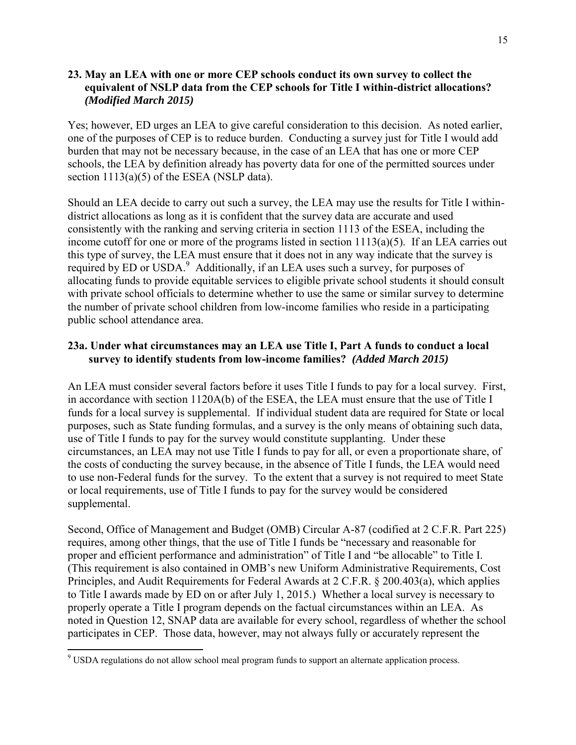### 23. May an LEA with one or more CEP schools conduct its own survey to collect the equivalent of NSLP data from the CEP schools for Title I within-district allocations? *(Modified March 2015)*

Yes; however, ED urges an LEA to give careful consideration to this decision. As noted earlier, one of the purposes of CEP is to reduce burden. Conducting a survey just for Title I would add burden that may not be necessary because, in the case of an LEA that has one or more CEP schools, the LEA by definition already has poverty data for one of the permitted sources under section 1113(a)(5) of the ESEA (NSLP data).

Should an LEA decide to carry out such a survey, the LEA may use the results for Title I within-district allocations as long as it is confident that the survey data are accurate and used consistently with the ranking and serving criteria in section 1113 of the ESEA, including the income cutoff for one or more of the programs listed in section 1113(a)(5). If an LEA carries out this type of survey, the LEA must ensure that it does not in any way indicate that the survey is required by ED or USDA.[9] Additionally, if an LEA uses such a survey, for purposes of allocating funds to provide equitable services to eligible private school students it should consult with private school officials to determine whether to use the same or similar survey to determine the number of private school children from low-income families who reside in a participating public school attendance area.

### 23a. Under what circumstances may an LEA use Title I, Part A funds to conduct a local survey to identify students from low-income families? *(Added March 2015)*

An LEA must consider several factors before it uses Title I funds to pay for a local survey. First, in accordance with section 1120A(b) of the ESEA, the LEA must ensure that the use of Title I funds for a local survey is supplemental. If individual student data are required for State or local purposes, such as State funding formulas, and a survey is the only means of obtaining such data, use of Title I funds to pay for the survey would constitute supplanting. Under these circumstances, an LEA may not use Title I funds to pay for all, or even a proportionate share, of the costs of conducting the survey because, in the absence of Title I funds, the LEA would need to use non-Federal funds for the survey. To the extent that a survey is not required to meet State or local requirements, use of Title I funds to pay for the survey would be considered supplemental.

Second, Office of Management and Budget (OMB) Circular A-87 (codified at 2 C.F.R. Part 225) requires, among other things, that the use of Title I funds be "necessary and reasonable for proper and efficient performance and administration" of Title I and "be allocable" to Title I. (This requirement is also contained in OMB's new Uniform Administrative Requirements, Cost Principles, and Audit Requirements for Federal Awards at 2 C.F.R. § 200.403(a), which applies to Title I awards made by ED on or after July 1, 2015.) Whether a local survey is necessary to properly operate a Title I program depends on the factual circumstances within an LEA. As noted in Question 12, SNAP data are available for every school, regardless of whether the school participates in CEP. Those data, however, may not always fully or accurately represent the

---

[9] USDA regulations do not allow school meal program funds to support an alternate application process.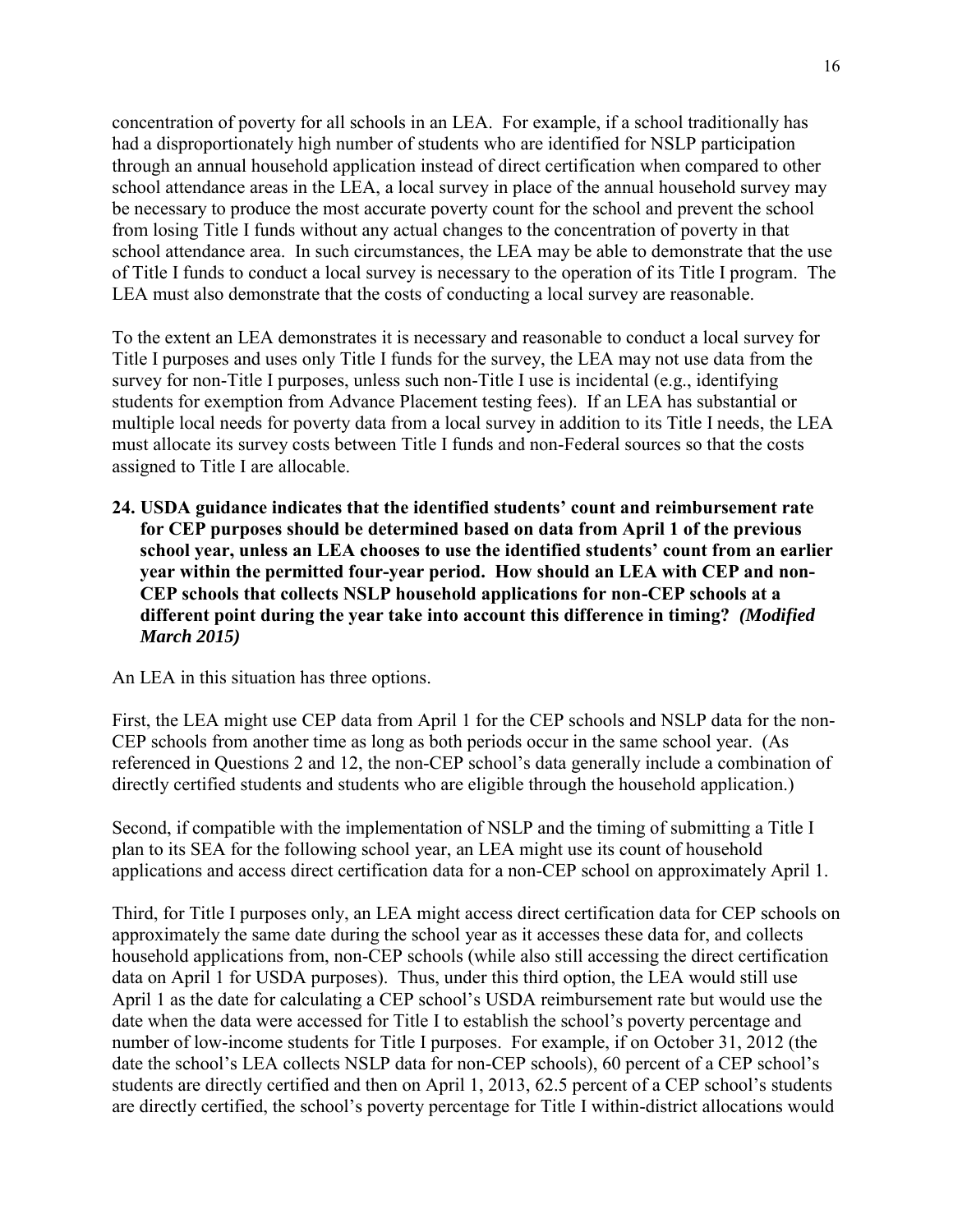concentration of poverty for all schools in an LEA. For example, if a school traditionally has had a disproportionately high number of students who are identified for NSLP participation through an annual household application instead of direct certification when compared to other school attendance areas in the LEA, a local survey in place of the annual household survey may be necessary to produce the most accurate poverty count for the school and prevent the school from losing Title I funds without any actual changes to the concentration of poverty in that school attendance area. In such circumstances, the LEA may be able to demonstrate that the use of Title I funds to conduct a local survey is necessary to the operation of its Title I program. The LEA must also demonstrate that the costs of conducting a local survey are reasonable.

To the extent an LEA demonstrates it is necessary and reasonable to conduct a local survey for Title I purposes and uses only Title I funds for the survey, the LEA may not use data from the survey for non-Title I purposes, unless such non-Title I use is incidental (e.g., identifying students for exemption from Advance Placement testing fees). If an LEA has substantial or multiple local needs for poverty data from a local survey in addition to its Title I needs, the LEA must allocate its survey costs between Title I funds and non-Federal sources so that the costs assigned to Title I are allocable.

**24. USDA guidance indicates that the identified students' count and reimbursement rate for CEP purposes should be determined based on data from April 1 of the previous school year, unless an LEA chooses to use the identified students' count from an earlier year within the permitted four-year period. How should an LEA with CEP and non-CEP schools that collects NSLP household applications for non-CEP schools at a different point during the year take into account this difference in timing?** ***(Modified March 2015)***

An LEA in this situation has three options.

First, the LEA might use CEP data from April 1 for the CEP schools and NSLP data for the non-CEP schools from another time as long as both periods occur in the same school year. (As referenced in Questions 2 and 12, the non-CEP school's data generally include a combination of directly certified students and students who are eligible through the household application.)

Second, if compatible with the implementation of NSLP and the timing of submitting a Title I plan to its SEA for the following school year, an LEA might use its count of household applications and access direct certification data for a non-CEP school on approximately April 1.

Third, for Title I purposes only, an LEA might access direct certification data for CEP schools on approximately the same date during the school year as it accesses these data for, and collects household applications from, non-CEP schools (while also still accessing the direct certification data on April 1 for USDA purposes). Thus, under this third option, the LEA would still use April 1 as the date for calculating a CEP school's USDA reimbursement rate but would use the date when the data were accessed for Title I to establish the school's poverty percentage and number of low-income students for Title I purposes. For example, if on October 31, 2012 (the date the school's LEA collects NSLP data for non-CEP schools), 60 percent of a CEP school's students are directly certified and then on April 1, 2013, 62.5 percent of a CEP school's students are directly certified, the school's poverty percentage for Title I within-district allocations would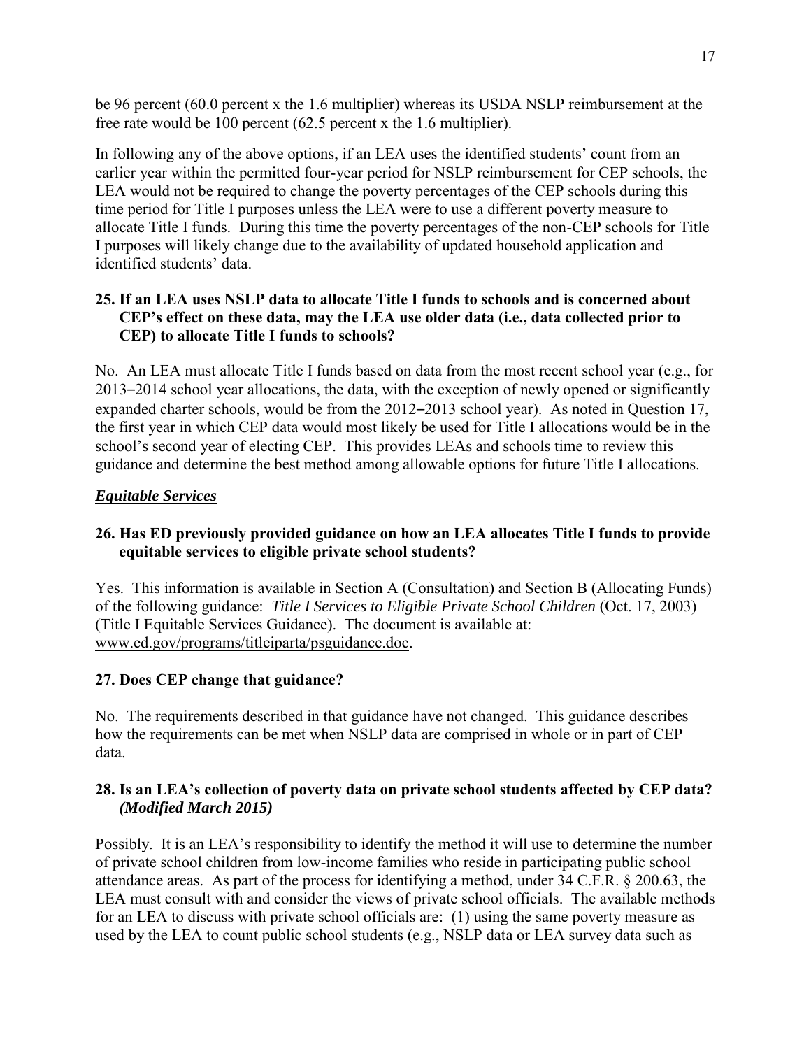be 96 percent (60.0 percent x the 1.6 multiplier) whereas its USDA NSLP reimbursement at the free rate would be 100 percent (62.5 percent x the 1.6 multiplier).

In following any of the above options, if an LEA uses the identified students' count from an earlier year within the permitted four-year period for NSLP reimbursement for CEP schools, the LEA would not be required to change the poverty percentages of the CEP schools during this time period for Title I purposes unless the LEA were to use a different poverty measure to allocate Title I funds. During this time the poverty percentages of the non-CEP schools for Title I purposes will likely change due to the availability of updated household application and identified students' data.

**25. If an LEA uses NSLP data to allocate Title I funds to schools and is concerned about CEP's effect on these data, may the LEA use older data (i.e., data collected prior to CEP) to allocate Title I funds to schools?**

No. An LEA must allocate Title I funds based on data from the most recent school year (e.g., for 2013–2014 school year allocations, the data, with the exception of newly opened or significantly expanded charter schools, would be from the 2012–2013 school year). As noted in Question 17, the first year in which CEP data would most likely be used for Title I allocations would be in the school's second year of electing CEP. This provides LEAs and schools time to review this guidance and determine the best method among allowable options for future Title I allocations.

***Equitable Services***

**26. Has ED previously provided guidance on how an LEA allocates Title I funds to provide equitable services to eligible private school students?**

Yes. This information is available in Section A (Consultation) and Section B (Allocating Funds) of the following guidance: *Title I Services to Eligible Private School Children* (Oct. 17, 2003) (Title I Equitable Services Guidance). The document is available at: www.ed.gov/programs/titleiparta/psguidance.doc.

**27. Does CEP change that guidance?**

No. The requirements described in that guidance have not changed. This guidance describes how the requirements can be met when NSLP data are comprised in whole or in part of CEP data.

**28. Is an LEA's collection of poverty data on private school students affected by CEP data? *(Modified March 2015)***

Possibly. It is an LEA's responsibility to identify the method it will use to determine the number of private school children from low-income families who reside in participating public school attendance areas. As part of the process for identifying a method, under 34 C.F.R. § 200.63, the LEA must consult with and consider the views of private school officials. The available methods for an LEA to discuss with private school officials are: (1) using the same poverty measure as used by the LEA to count public school students (e.g., NSLP data or LEA survey data such as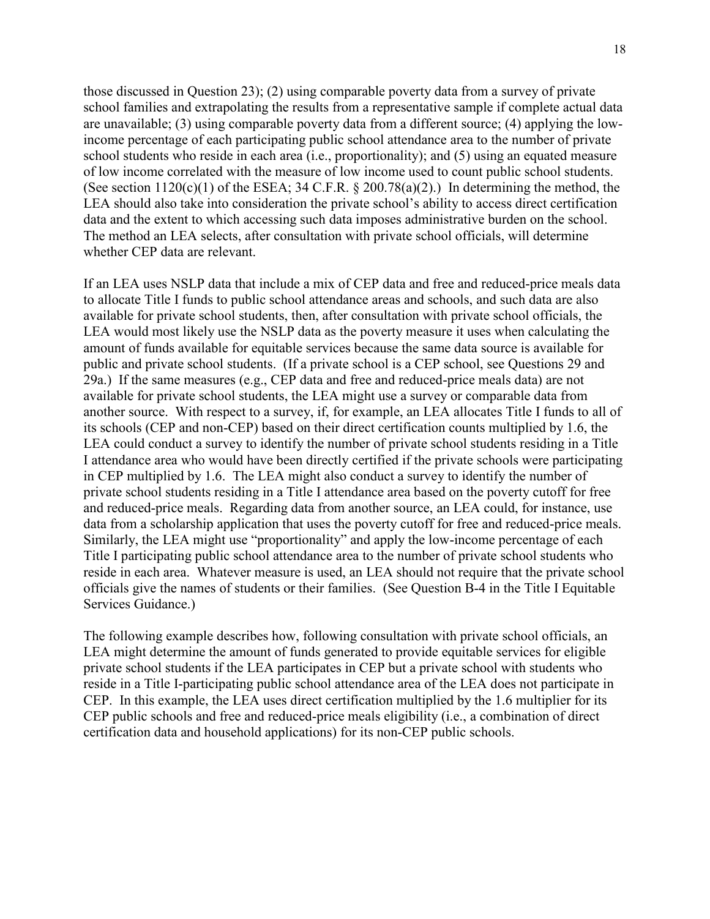those discussed in Question 23); (2) using comparable poverty data from a survey of private school families and extrapolating the results from a representative sample if complete actual data are unavailable; (3) using comparable poverty data from a different source; (4) applying the low-income percentage of each participating public school attendance area to the number of private school students who reside in each area (i.e., proportionality); and (5) using an equated measure of low income correlated with the measure of low income used to count public school students. (See section 1120(c)(1) of the ESEA; 34 C.F.R. § 200.78(a)(2).) In determining the method, the LEA should also take into consideration the private school's ability to access direct certification data and the extent to which accessing such data imposes administrative burden on the school. The method an LEA selects, after consultation with private school officials, will determine whether CEP data are relevant.

If an LEA uses NSLP data that include a mix of CEP data and free and reduced-price meals data to allocate Title I funds to public school attendance areas and schools, and such data are also available for private school students, then, after consultation with private school officials, the LEA would most likely use the NSLP data as the poverty measure it uses when calculating the amount of funds available for equitable services because the same data source is available for public and private school students. (If a private school is a CEP school, see Questions 29 and 29a.) If the same measures (e.g., CEP data and free and reduced-price meals data) are not available for private school students, the LEA might use a survey or comparable data from another source. With respect to a survey, if, for example, an LEA allocates Title I funds to all of its schools (CEP and non-CEP) based on their direct certification counts multiplied by 1.6, the LEA could conduct a survey to identify the number of private school students residing in a Title I attendance area who would have been directly certified if the private schools were participating in CEP multiplied by 1.6. The LEA might also conduct a survey to identify the number of private school students residing in a Title I attendance area based on the poverty cutoff for free and reduced-price meals. Regarding data from another source, an LEA could, for instance, use data from a scholarship application that uses the poverty cutoff for free and reduced-price meals. Similarly, the LEA might use "proportionality" and apply the low-income percentage of each Title I participating public school attendance area to the number of private school students who reside in each area. Whatever measure is used, an LEA should not require that the private school officials give the names of students or their families. (See Question B-4 in the Title I Equitable Services Guidance.)

The following example describes how, following consultation with private school officials, an LEA might determine the amount of funds generated to provide equitable services for eligible private school students if the LEA participates in CEP but a private school with students who reside in a Title I-participating public school attendance area of the LEA does not participate in CEP. In this example, the LEA uses direct certification multiplied by the 1.6 multiplier for its CEP public schools and free and reduced-price meals eligibility (i.e., a combination of direct certification data and household applications) for its non-CEP public schools.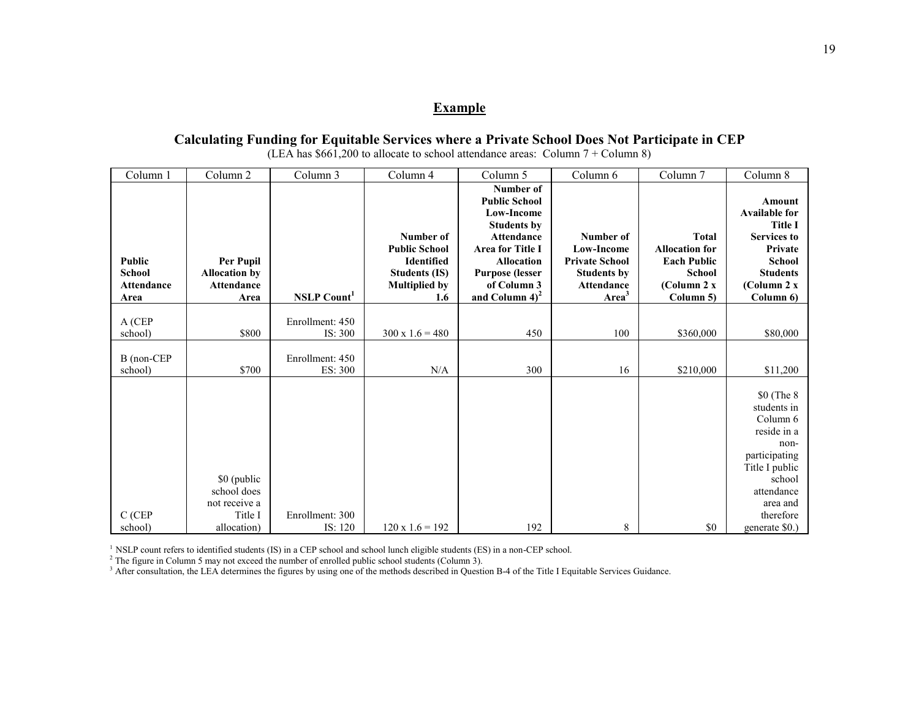## Example

### Calculating Funding for Equitable Services where a Private School Does Not Participate in CEP

(LEA has $661,200 to allocate to school attendance areas: Column 7 + Column 8)

| Column 1 | Column 2 | Column 3 | Column 4 | Column 5 | Column 6 | Column 7 | Column 8 |
|---|---|---|---|---|---|---|---|
| **Public School Attendance Area** | **Per Pupil Allocation by Attendance Area** | **NSLP Count[1]** | **Number of Public School Identified Students (IS) Multiplied by 1.6** | **Number of Public School Low-Income Students by Attendance Area for Title I Allocation Purpose (lesser of Column 3 and Column 4)[2]** | **Number of Low-Income Private School Students by Attendance Area[3]** | **Total Allocation for Each Public School (Column 2 x Column 5)** | **Amount Available for Title I Services to Private School Students (Column 2 x Column 6)** |
| A (CEP school) | $800 | Enrollment: 450 IS: 300 | 300 x 1.6 = 480 | 450 | 100 | $360,000 | $80,000 |
| B (non-CEP school) | $700 | Enrollment: 450 ES: 300 | N/A | 300 | 16 | $210,000 | $11,200 |
| C (CEP school) | $0 (public school does not receive a Title I allocation) | Enrollment: 300 IS: 120 | 120 x 1.6 = 192 | 192 | 8 | $0 | $0 (The 8 students in Column 6 reside in a non-participating Title I public school attendance area and therefore generate $0.) |

[1] NSLP count refers to identified students (IS) in a CEP school and school lunch eligible students (ES) in a non-CEP school.
[2] The figure in Column 5 may not exceed the number of enrolled public school students (Column 3).
[3] After consultation, the LEA determines the figures by using one of the methods described in Question B-4 of the Title I Equitable Services Guidance.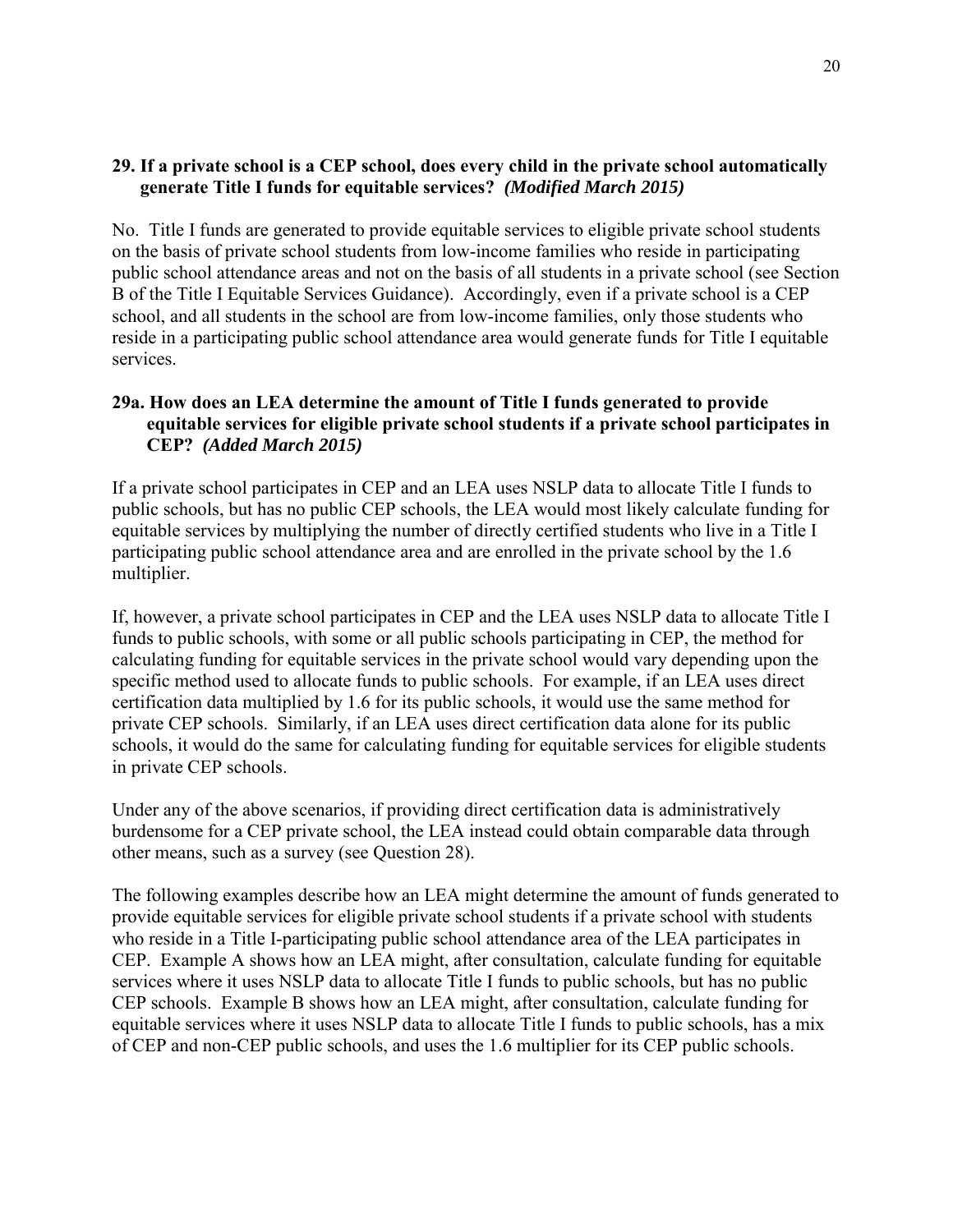### 29. If a private school is a CEP school, does every child in the private school automatically generate Title I funds for equitable services? *(Modified March 2015)*

No. Title I funds are generated to provide equitable services to eligible private school students on the basis of private school students from low-income families who reside in participating public school attendance areas and not on the basis of all students in a private school (see Section B of the Title I Equitable Services Guidance). Accordingly, even if a private school is a CEP school, and all students in the school are from low-income families, only those students who reside in a participating public school attendance area would generate funds for Title I equitable services.

### 29a. How does an LEA determine the amount of Title I funds generated to provide equitable services for eligible private school students if a private school participates in CEP? *(Added March 2015)*

If a private school participates in CEP and an LEA uses NSLP data to allocate Title I funds to public schools, but has no public CEP schools, the LEA would most likely calculate funding for equitable services by multiplying the number of directly certified students who live in a Title I participating public school attendance area and are enrolled in the private school by the 1.6 multiplier.

If, however, a private school participates in CEP and the LEA uses NSLP data to allocate Title I funds to public schools, with some or all public schools participating in CEP, the method for calculating funding for equitable services in the private school would vary depending upon the specific method used to allocate funds to public schools. For example, if an LEA uses direct certification data multiplied by 1.6 for its public schools, it would use the same method for private CEP schools. Similarly, if an LEA uses direct certification data alone for its public schools, it would do the same for calculating funding for equitable services for eligible students in private CEP schools.

Under any of the above scenarios, if providing direct certification data is administratively burdensome for a CEP private school, the LEA instead could obtain comparable data through other means, such as a survey (see Question 28).

The following examples describe how an LEA might determine the amount of funds generated to provide equitable services for eligible private school students if a private school with students who reside in a Title I-participating public school attendance area of the LEA participates in CEP. Example A shows how an LEA might, after consultation, calculate funding for equitable services where it uses NSLP data to allocate Title I funds to public schools, but has no public CEP schools. Example B shows how an LEA might, after consultation, calculate funding for equitable services where it uses NSLP data to allocate Title I funds to public schools, has a mix of CEP and non-CEP public schools, and uses the 1.6 multiplier for its CEP public schools.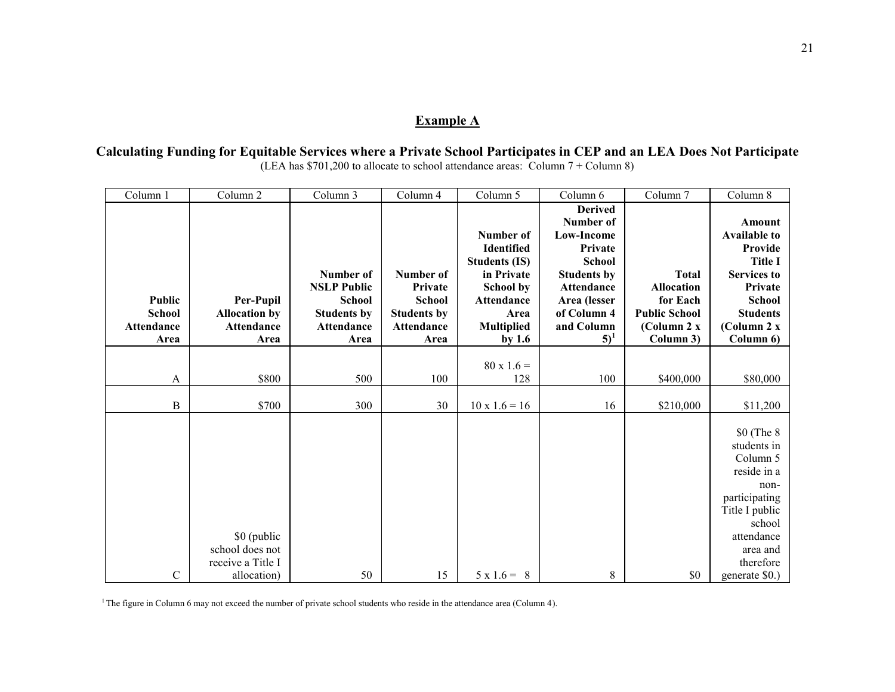## Example A

### Calculating Funding for Equitable Services where a Private School Participates in CEP and an LEA Does Not Participate

(LEA has $701,200 to allocate to school attendance areas: Column 7 + Column 8)

| Column 1 | Column 2 | Column 3 | Column 4 | Column 5 | Column 6 | Column 7 | Column 8 |
|---|---|---|---|---|---|---|---|
| **Public School Attendance Area** | **Per-Pupil Allocation by Attendance Area** | **Number of NSLP Public School Students by Attendance Area** | **Number of Private School Students by Attendance Area** | **Number of Identified Students (IS) in Private School by Attendance Area Multiplied by 1.6** | **Derived Number of Low-Income Private School Students by Attendance Area (lesser of Column 4 and Column 5)[1]** | **Total Allocation for Each Public School (Column 2 x Column 3)** | **Amount Available to Provide Title I Services to Private School Students (Column 2 x Column 6)** |
| A | $800 | 500 | 100 | 80 x 1.6 = 128 | 100 | $400,000 | $80,000 |
| B | $700 | 300 | 30 | 10 x 1.6 = 16 | 16 | $210,000 | $11,200 |
| C | $0 (public school does not receive a Title I allocation) | 50 | 15 | 5 x 1.6 = 8 | 8 | $0 | $0 (The 8 students in Column 5 reside in a non-participating Title I public school attendance area and therefore generate $0.) |

[1] The figure in Column 6 may not exceed the number of private school students who reside in the attendance area (Column 4).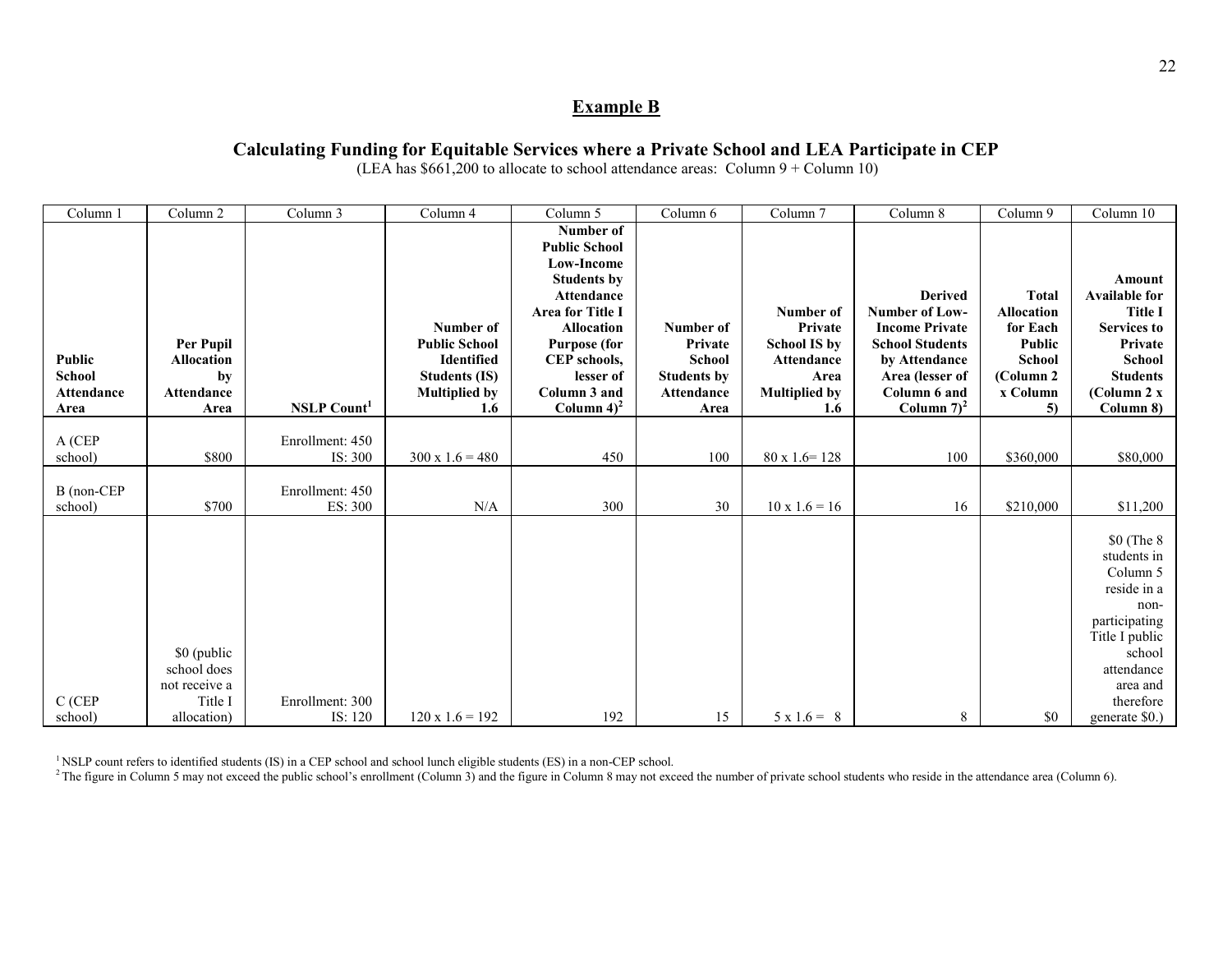## Example B

### Calculating Funding for Equitable Services where a Private School and LEA Participate in CEP

(LEA has $661,200 to allocate to school attendance areas: Column 9 + Column 10)

| Column 1 | Column 2 | Column 3 | Column 4 | Column 5 | Column 6 | Column 7 | Column 8 | Column 9 | Column 10 |
|---|---|---|---|---|---|---|---|---|---|
| **Public School Attendance Area** | **Per Pupil Allocation by Attendance Area** | **NSLP Count[1]** | **Number of Public School Identified Students (IS) Multiplied by 1.6** | **Number of Public School Low-Income Students by Attendance Area for Title I Allocation Purpose (for CEP schools, lesser of Column 3 and Column 4)[2]** | **Number of Private School Students by Attendance Area** | **Number of Private School IS by Attendance Area Multiplied by 1.6** | **Derived Number of Low-Income Private School Students by Attendance Area (lesser of Column 6 and Column 7)[2]** | **Total Allocation for Each Public School (Column 2 x Column 5)** | **Amount Available for Title I Services to Private School Students (Column 2 x Column 8)** |
| A (CEP school) | $800 | Enrollment: 450 IS: 300 | 300 x 1.6 = 480 | 450 | 100 | 80 x 1.6= 128 | 100 | $360,000 | $80,000 |
| B (non-CEP school) | $700 | Enrollment: 450 ES: 300 | N/A | 300 | 30 | 10 x 1.6 = 16 | 16 | $210,000 | $11,200 |
| C (CEP school) | $0 (public school does not receive a Title I allocation) | Enrollment: 300 IS: 120 | 120 x 1.6 = 192 | 192 | 15 | 5 x 1.6 = 8 | 8 | $0 | $0 (The 8 students in Column 5 reside in a non-participating Title I public school attendance area and therefore generate $0.) |

[1] NSLP count refers to identified students (IS) in a CEP school and school lunch eligible students (ES) in a non-CEP school.

[2] The figure in Column 5 may not exceed the public school's enrollment (Column 3) and the figure in Column 8 may not exceed the number of private school students who reside in the attendance area (Column 6).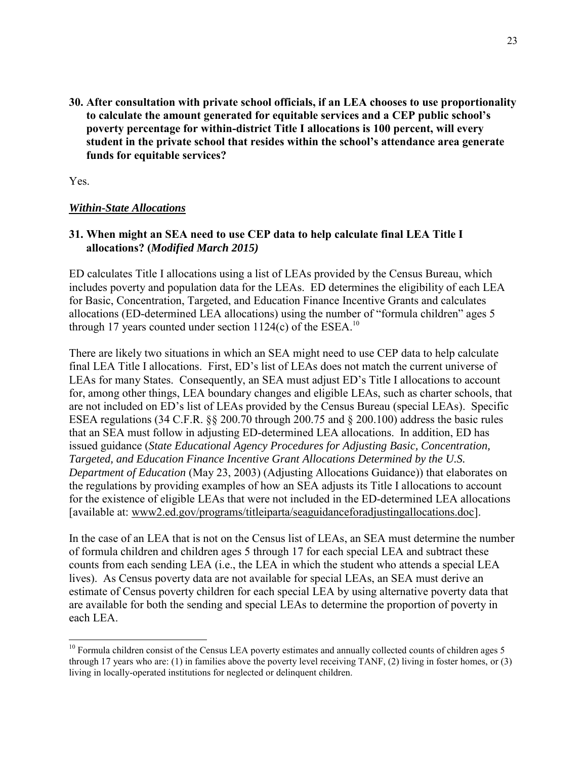**30. After consultation with private school officials, if an LEA chooses to use proportionality to calculate the amount generated for equitable services and a CEP public school's poverty percentage for within-district Title I allocations is 100 percent, will every student in the private school that resides within the school's attendance area generate funds for equitable services?**

Yes.

***Within-State Allocations***

**31. When might an SEA need to use CEP data to help calculate final LEA Title I allocations? (*Modified March 2015)***

ED calculates Title I allocations using a list of LEAs provided by the Census Bureau, which includes poverty and population data for the LEAs. ED determines the eligibility of each LEA for Basic, Concentration, Targeted, and Education Finance Incentive Grants and calculates allocations (ED-determined LEA allocations) using the number of "formula children" ages 5 through 17 years counted under section 1124(c) of the ESEA.[10]

There are likely two situations in which an SEA might need to use CEP data to help calculate final LEA Title I allocations. First, ED's list of LEAs does not match the current universe of LEAs for many States. Consequently, an SEA must adjust ED's Title I allocations to account for, among other things, LEA boundary changes and eligible LEAs, such as charter schools, that are not included on ED's list of LEAs provided by the Census Bureau (special LEAs). Specific ESEA regulations (34 C.F.R. §§ 200.70 through 200.75 and § 200.100) address the basic rules that an SEA must follow in adjusting ED-determined LEA allocations. In addition, ED has issued guidance (*State Educational Agency Procedures for Adjusting Basic, Concentration, Targeted, and Education Finance Incentive Grant Allocations Determined by the U.S. Department of Education* (May 23, 2003) (Adjusting Allocations Guidance)) that elaborates on the regulations by providing examples of how an SEA adjusts its Title I allocations to account for the existence of eligible LEAs that were not included in the ED-determined LEA allocations [available at: www2.ed.gov/programs/titleiparta/seaguidanceforadjustingallocations.doc].

In the case of an LEA that is not on the Census list of LEAs, an SEA must determine the number of formula children and children ages 5 through 17 for each special LEA and subtract these counts from each sending LEA (i.e., the LEA in which the student who attends a special LEA lives). As Census poverty data are not available for special LEAs, an SEA must derive an estimate of Census poverty children for each special LEA by using alternative poverty data that are available for both the sending and special LEAs to determine the proportion of poverty in each LEA.

---

[10] Formula children consist of the Census LEA poverty estimates and annually collected counts of children ages 5 through 17 years who are: (1) in families above the poverty level receiving TANF, (2) living in foster homes, or (3) living in locally-operated institutions for neglected or delinquent children.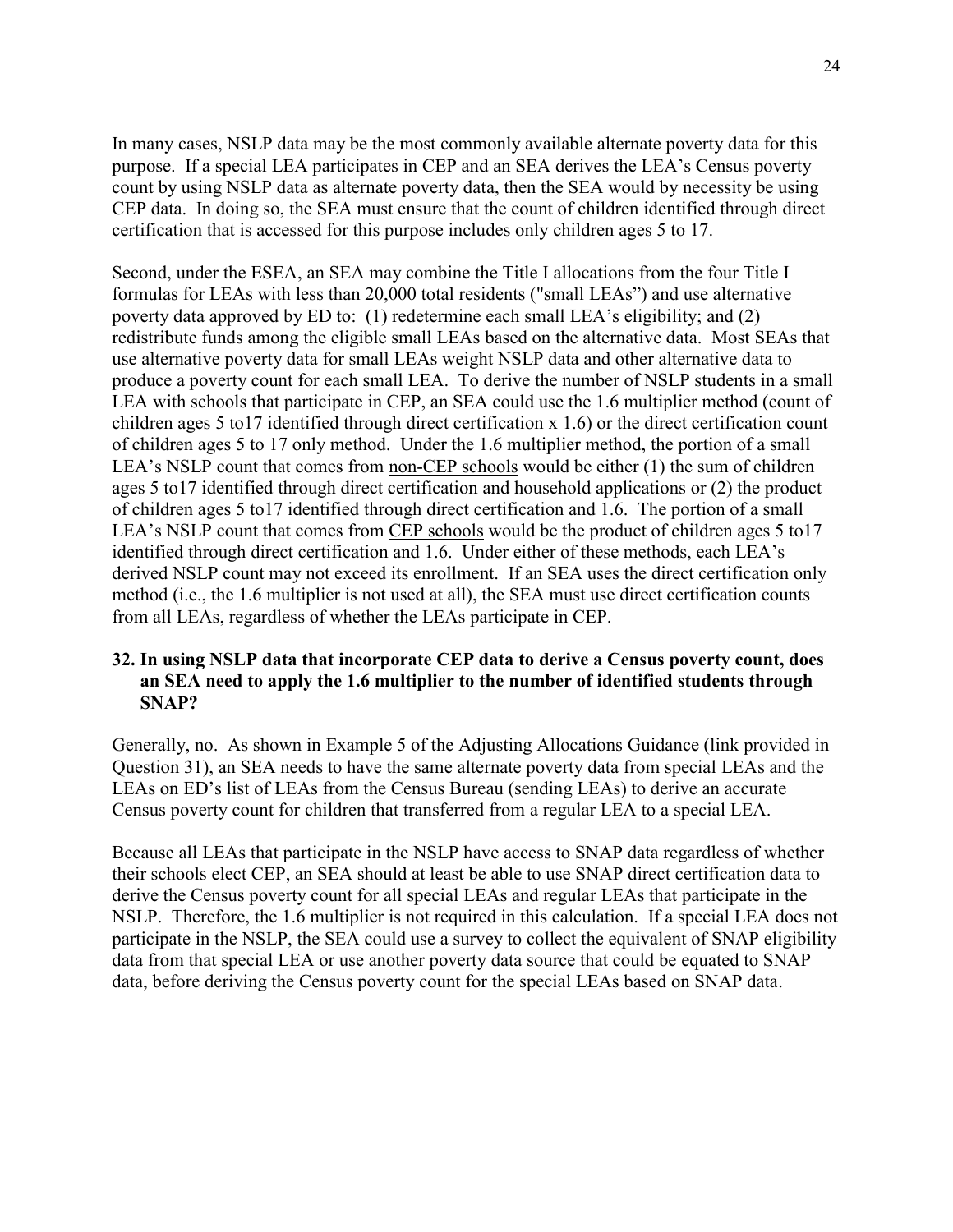In many cases, NSLP data may be the most commonly available alternate poverty data for this purpose. If a special LEA participates in CEP and an SEA derives the LEA's Census poverty count by using NSLP data as alternate poverty data, then the SEA would by necessity be using CEP data. In doing so, the SEA must ensure that the count of children identified through direct certification that is accessed for this purpose includes only children ages 5 to 17.

Second, under the ESEA, an SEA may combine the Title I allocations from the four Title I formulas for LEAs with less than 20,000 total residents ("small LEAs") and use alternative poverty data approved by ED to: (1) redetermine each small LEA's eligibility; and (2) redistribute funds among the eligible small LEAs based on the alternative data. Most SEAs that use alternative poverty data for small LEAs weight NSLP data and other alternative data to produce a poverty count for each small LEA. To derive the number of NSLP students in a small LEA with schools that participate in CEP, an SEA could use the 1.6 multiplier method (count of children ages 5 to17 identified through direct certification x 1.6) or the direct certification count of children ages 5 to 17 only method. Under the 1.6 multiplier method, the portion of a small LEA's NSLP count that comes from <u>non-CEP schools</u> would be either (1) the sum of children ages 5 to17 identified through direct certification and household applications or (2) the product of children ages 5 to17 identified through direct certification and 1.6. The portion of a small LEA's NSLP count that comes from <u>CEP schools</u> would be the product of children ages 5 to17 identified through direct certification and 1.6. Under either of these methods, each LEA's derived NSLP count may not exceed its enrollment. If an SEA uses the direct certification only method (i.e., the 1.6 multiplier is not used at all), the SEA must use direct certification counts from all LEAs, regardless of whether the LEAs participate in CEP.

**32. In using NSLP data that incorporate CEP data to derive a Census poverty count, does an SEA need to apply the 1.6 multiplier to the number of identified students through SNAP?**

Generally, no. As shown in Example 5 of the Adjusting Allocations Guidance (link provided in Question 31), an SEA needs to have the same alternate poverty data from special LEAs and the LEAs on ED's list of LEAs from the Census Bureau (sending LEAs) to derive an accurate Census poverty count for children that transferred from a regular LEA to a special LEA.

Because all LEAs that participate in the NSLP have access to SNAP data regardless of whether their schools elect CEP, an SEA should at least be able to use SNAP direct certification data to derive the Census poverty count for all special LEAs and regular LEAs that participate in the NSLP. Therefore, the 1.6 multiplier is not required in this calculation. If a special LEA does not participate in the NSLP, the SEA could use a survey to collect the equivalent of SNAP eligibility data from that special LEA or use another poverty data source that could be equated to SNAP data, before deriving the Census poverty count for the special LEAs based on SNAP data.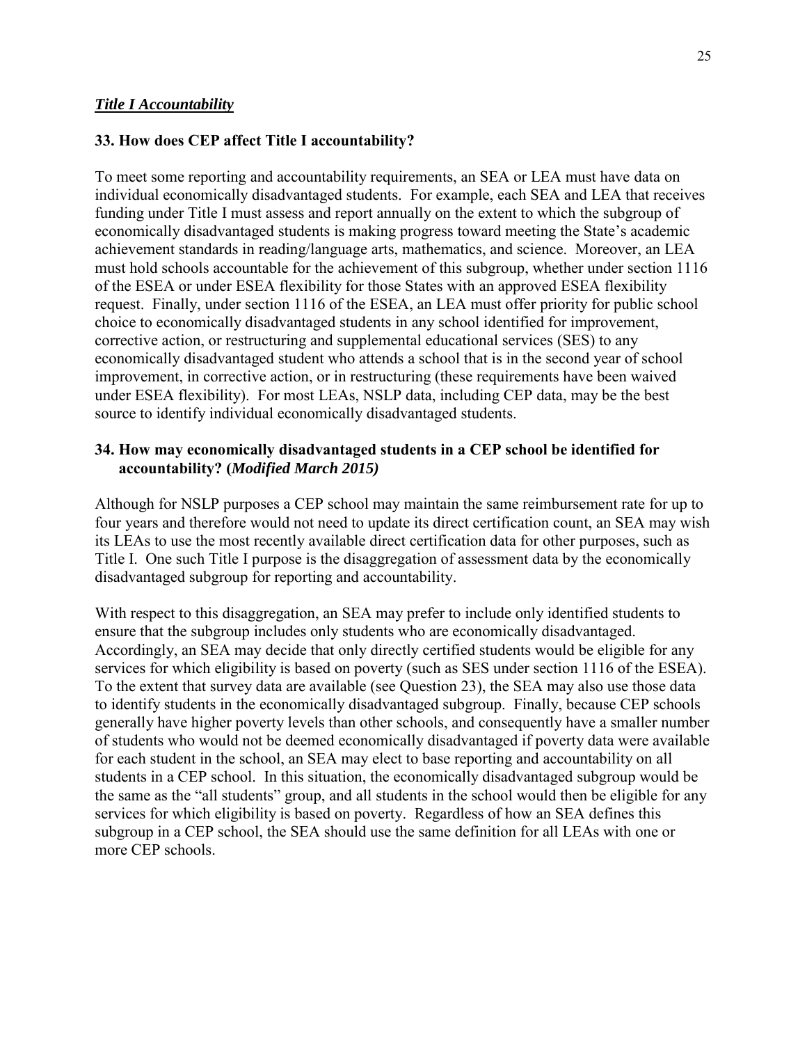***Title I Accountability***

**33. How does CEP affect Title I accountability?**

To meet some reporting and accountability requirements, an SEA or LEA must have data on individual economically disadvantaged students. For example, each SEA and LEA that receives funding under Title I must assess and report annually on the extent to which the subgroup of economically disadvantaged students is making progress toward meeting the State's academic achievement standards in reading/language arts, mathematics, and science. Moreover, an LEA must hold schools accountable for the achievement of this subgroup, whether under section 1116 of the ESEA or under ESEA flexibility for those States with an approved ESEA flexibility request. Finally, under section 1116 of the ESEA, an LEA must offer priority for public school choice to economically disadvantaged students in any school identified for improvement, corrective action, or restructuring and supplemental educational services (SES) to any economically disadvantaged student who attends a school that is in the second year of school improvement, in corrective action, or in restructuring (these requirements have been waived under ESEA flexibility). For most LEAs, NSLP data, including CEP data, may be the best source to identify individual economically disadvantaged students.

**34. How may economically disadvantaged students in a CEP school be identified for accountability? (*Modified March 2015)***

Although for NSLP purposes a CEP school may maintain the same reimbursement rate for up to four years and therefore would not need to update its direct certification count, an SEA may wish its LEAs to use the most recently available direct certification data for other purposes, such as Title I. One such Title I purpose is the disaggregation of assessment data by the economically disadvantaged subgroup for reporting and accountability.

With respect to this disaggregation, an SEA may prefer to include only identified students to ensure that the subgroup includes only students who are economically disadvantaged. Accordingly, an SEA may decide that only directly certified students would be eligible for any services for which eligibility is based on poverty (such as SES under section 1116 of the ESEA). To the extent that survey data are available (see Question 23), the SEA may also use those data to identify students in the economically disadvantaged subgroup. Finally, because CEP schools generally have higher poverty levels than other schools, and consequently have a smaller number of students who would not be deemed economically disadvantaged if poverty data were available for each student in the school, an SEA may elect to base reporting and accountability on all students in a CEP school. In this situation, the economically disadvantaged subgroup would be the same as the "all students" group, and all students in the school would then be eligible for any services for which eligibility is based on poverty. Regardless of how an SEA defines this subgroup in a CEP school, the SEA should use the same definition for all LEAs with one or more CEP schools.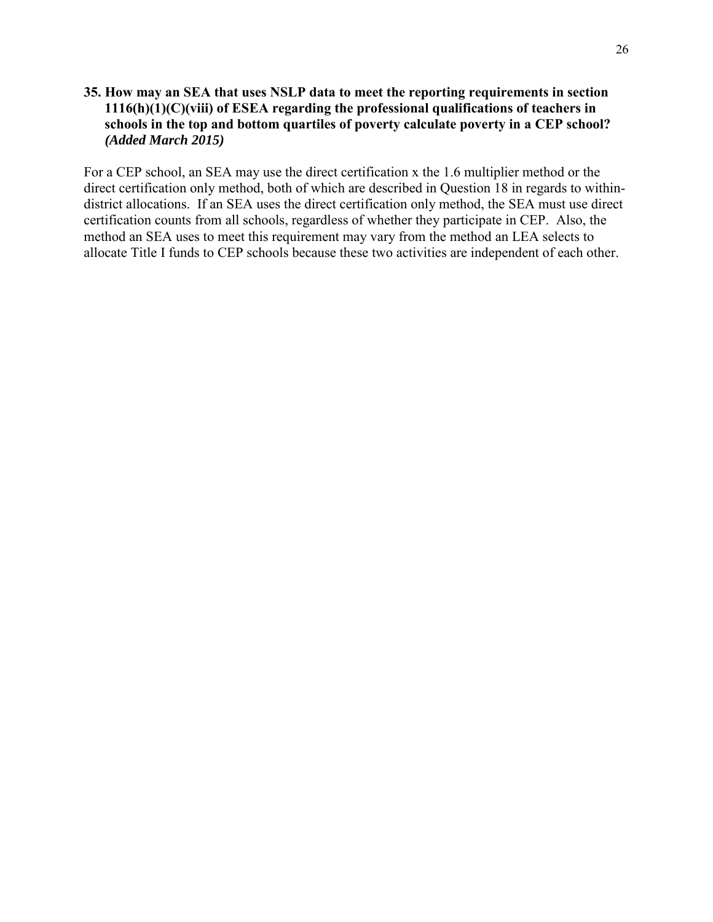**35. How may an SEA that uses NSLP data to meet the reporting requirements in section 1116(h)(1)(C)(viii) of ESEA regarding the professional qualifications of teachers in schools in the top and bottom quartiles of poverty calculate poverty in a CEP school? *(Added March 2015)***

For a CEP school, an SEA may use the direct certification x the 1.6 multiplier method or the direct certification only method, both of which are described in Question 18 in regards to within-district allocations. If an SEA uses the direct certification only method, the SEA must use direct certification counts from all schools, regardless of whether they participate in CEP. Also, the method an SEA uses to meet this requirement may vary from the method an LEA selects to allocate Title I funds to CEP schools because these two activities are independent of each other.